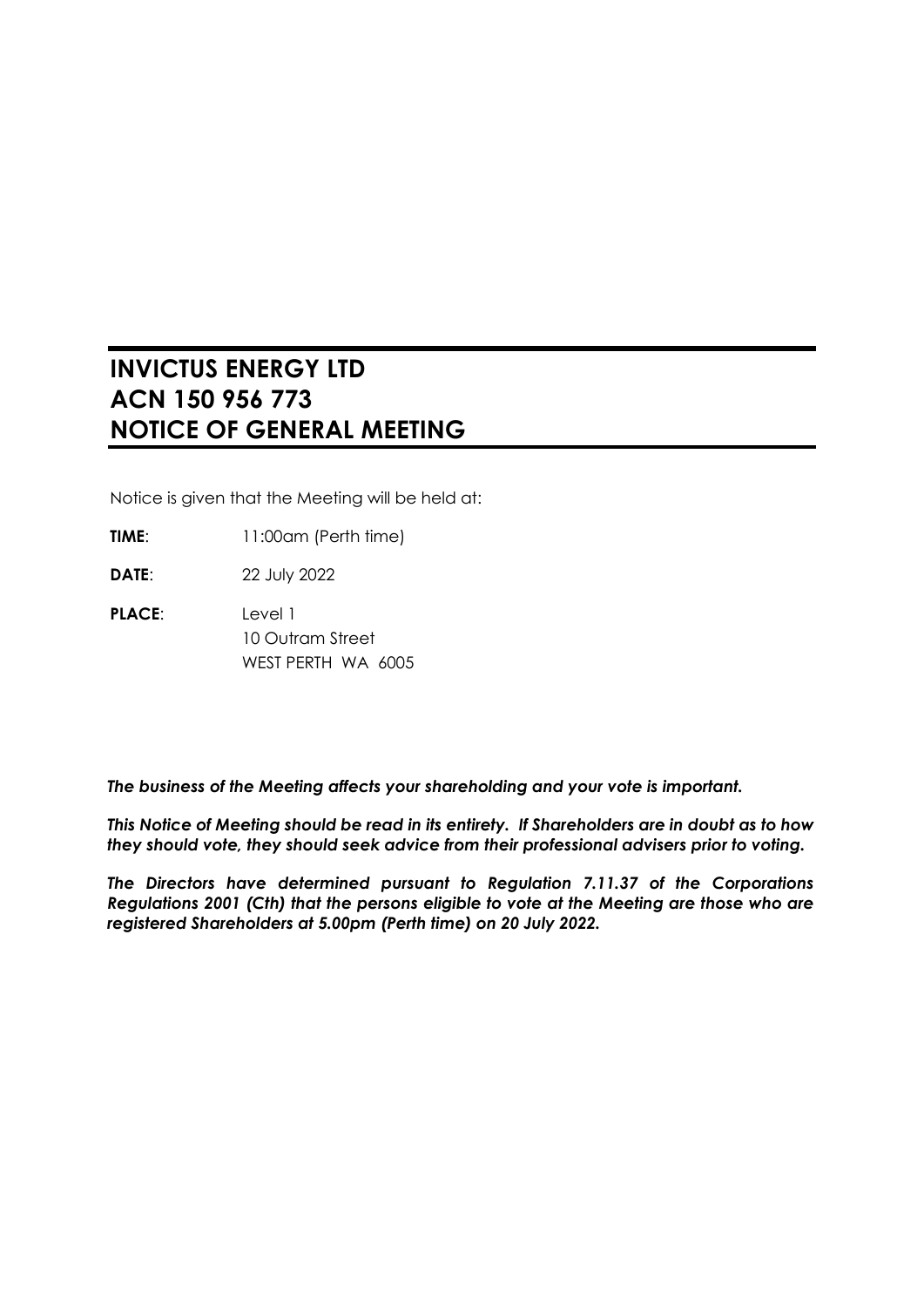# INVICTUS ENERGY LTD
# ACN 150 956 773
# NOTICE OF GENERAL MEETING

Notice is given that the Meeting will be held at:

**TIME**: 11:00am (Perth time)

**DATE**: 22 July 2022

**PLACE**: Level 1
10 Outram Street
WEST PERTH WA 6005

***The business of the Meeting affects your shareholding and your vote is important.***

***This Notice of Meeting should be read in its entirety. If Shareholders are in doubt as to how they should vote, they should seek advice from their professional advisers prior to voting.***

***The Directors have determined pursuant to Regulation 7.11.37 of the Corporations Regulations 2001 (Cth) that the persons eligible to vote at the Meeting are those who are registered Shareholders at 5.00pm (Perth time) on 20 July 2022.***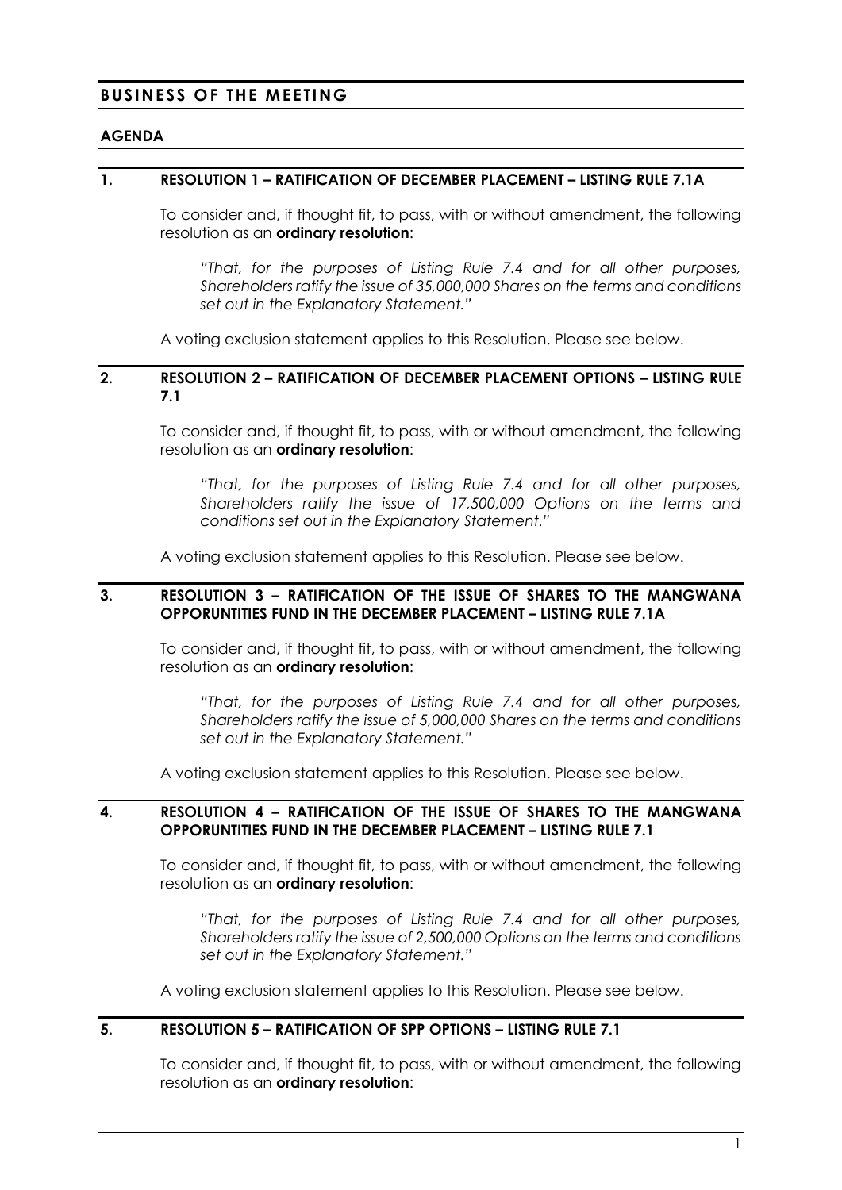## BUSINESS OF THE MEETING

### AGENDA

### 1. RESOLUTION 1 – RATIFICATION OF DECEMBER PLACEMENT – LISTING RULE 7.1A

To consider and, if thought fit, to pass, with or without amendment, the following resolution as an **ordinary resolution**:

> *"That, for the purposes of Listing Rule 7.4 and for all other purposes, Shareholders ratify the issue of 35,000,000 Shares on the terms and conditions set out in the Explanatory Statement."*

A voting exclusion statement applies to this Resolution. Please see below.

### 2. RESOLUTION 2 – RATIFICATION OF DECEMBER PLACEMENT OPTIONS – LISTING RULE 7.1

To consider and, if thought fit, to pass, with or without amendment, the following resolution as an **ordinary resolution**:

> *"That, for the purposes of Listing Rule 7.4 and for all other purposes, Shareholders ratify the issue of 17,500,000 Options on the terms and conditions set out in the Explanatory Statement."*

A voting exclusion statement applies to this Resolution. Please see below.

### 3. RESOLUTION 3 – RATIFICATION OF THE ISSUE OF SHARES TO THE MANGWANA OPPORUNTITIES FUND IN THE DECEMBER PLACEMENT – LISTING RULE 7.1A

To consider and, if thought fit, to pass, with or without amendment, the following resolution as an **ordinary resolution**:

> *"That, for the purposes of Listing Rule 7.4 and for all other purposes, Shareholders ratify the issue of 5,000,000 Shares on the terms and conditions set out in the Explanatory Statement."*

A voting exclusion statement applies to this Resolution. Please see below.

### 4. RESOLUTION 4 – RATIFICATION OF THE ISSUE OF SHARES TO THE MANGWANA OPPORUNTITIES FUND IN THE DECEMBER PLACEMENT – LISTING RULE 7.1

To consider and, if thought fit, to pass, with or without amendment, the following resolution as an **ordinary resolution**:

> *"That, for the purposes of Listing Rule 7.4 and for all other purposes, Shareholders ratify the issue of 2,500,000 Options on the terms and conditions set out in the Explanatory Statement."*

A voting exclusion statement applies to this Resolution. Please see below.

### 5. RESOLUTION 5 – RATIFICATION OF SPP OPTIONS – LISTING RULE 7.1

To consider and, if thought fit, to pass, with or without amendment, the following resolution as an **ordinary resolution**: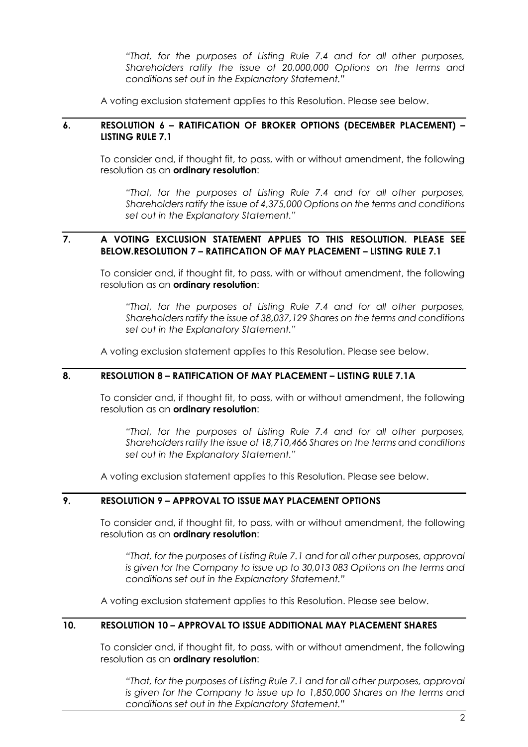*"That, for the purposes of Listing Rule 7.4 and for all other purposes, Shareholders ratify the issue of 20,000,000 Options on the terms and conditions set out in the Explanatory Statement."*

A voting exclusion statement applies to this Resolution. Please see below.

## 6. RESOLUTION 6 – RATIFICATION OF BROKER OPTIONS (DECEMBER PLACEMENT) – LISTING RULE 7.1

To consider and, if thought fit, to pass, with or without amendment, the following resolution as an **ordinary resolution**:

*"That, for the purposes of Listing Rule 7.4 and for all other purposes, Shareholders ratify the issue of 4,375,000 Options on the terms and conditions set out in the Explanatory Statement."*

## 7. A VOTING EXCLUSION STATEMENT APPLIES TO THIS RESOLUTION. PLEASE SEE BELOW.RESOLUTION 7 – RATIFICATION OF MAY PLACEMENT – LISTING RULE 7.1

To consider and, if thought fit, to pass, with or without amendment, the following resolution as an **ordinary resolution**:

*"That, for the purposes of Listing Rule 7.4 and for all other purposes, Shareholders ratify the issue of 38,037,129 Shares on the terms and conditions set out in the Explanatory Statement."*

A voting exclusion statement applies to this Resolution. Please see below.

## 8. RESOLUTION 8 – RATIFICATION OF MAY PLACEMENT – LISTING RULE 7.1A

To consider and, if thought fit, to pass, with or without amendment, the following resolution as an **ordinary resolution**:

*"That, for the purposes of Listing Rule 7.4 and for all other purposes, Shareholders ratify the issue of 18,710,466 Shares on the terms and conditions set out in the Explanatory Statement."*

A voting exclusion statement applies to this Resolution. Please see below.

## 9. RESOLUTION 9 – APPROVAL TO ISSUE MAY PLACEMENT OPTIONS

To consider and, if thought fit, to pass, with or without amendment, the following resolution as an **ordinary resolution**:

*"That, for the purposes of Listing Rule 7.1 and for all other purposes, approval is given for the Company to issue up to 30,013 083 Options on the terms and conditions set out in the Explanatory Statement."*

A voting exclusion statement applies to this Resolution. Please see below.

## 10. RESOLUTION 10 – APPROVAL TO ISSUE ADDITIONAL MAY PLACEMENT SHARES

To consider and, if thought fit, to pass, with or without amendment, the following resolution as an **ordinary resolution**:

*"That, for the purposes of Listing Rule 7.1 and for all other purposes, approval is given for the Company to issue up to 1,850,000 Shares on the terms and conditions set out in the Explanatory Statement."*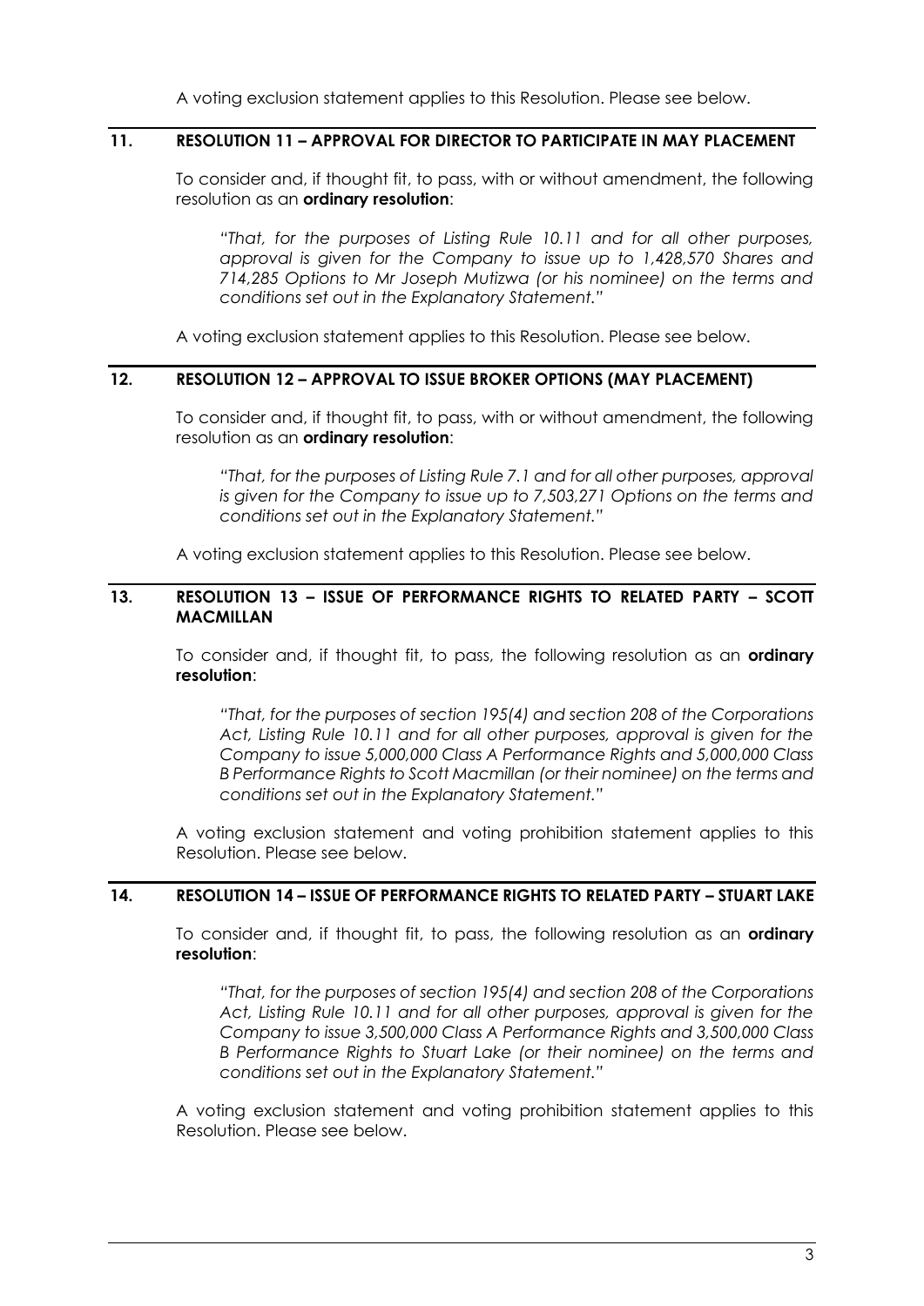A voting exclusion statement applies to this Resolution. Please see below.

## 11. RESOLUTION 11 – APPROVAL FOR DIRECTOR TO PARTICIPATE IN MAY PLACEMENT

To consider and, if thought fit, to pass, with or without amendment, the following resolution as an **ordinary resolution**:

> *"That, for the purposes of Listing Rule 10.11 and for all other purposes, approval is given for the Company to issue up to 1,428,570 Shares and 714,285 Options to Mr Joseph Mutizwa (or his nominee) on the terms and conditions set out in the Explanatory Statement."*

A voting exclusion statement applies to this Resolution. Please see below.

## 12. RESOLUTION 12 – APPROVAL TO ISSUE BROKER OPTIONS (MAY PLACEMENT)

To consider and, if thought fit, to pass, with or without amendment, the following resolution as an **ordinary resolution**:

> *"That, for the purposes of Listing Rule 7.1 and for all other purposes, approval is given for the Company to issue up to 7,503,271 Options on the terms and conditions set out in the Explanatory Statement."*

A voting exclusion statement applies to this Resolution. Please see below.

## 13. RESOLUTION 13 – ISSUE OF PERFORMANCE RIGHTS TO RELATED PARTY – SCOTT MACMILLAN

To consider and, if thought fit, to pass, the following resolution as an **ordinary resolution**:

> *"That, for the purposes of section 195(4) and section 208 of the Corporations Act, Listing Rule 10.11 and for all other purposes, approval is given for the Company to issue 5,000,000 Class A Performance Rights and 5,000,000 Class B Performance Rights to Scott Macmillan (or their nominee) on the terms and conditions set out in the Explanatory Statement."*

A voting exclusion statement and voting prohibition statement applies to this Resolution. Please see below.

## 14. RESOLUTION 14 – ISSUE OF PERFORMANCE RIGHTS TO RELATED PARTY – STUART LAKE

To consider and, if thought fit, to pass, the following resolution as an **ordinary resolution**:

> *"That, for the purposes of section 195(4) and section 208 of the Corporations Act, Listing Rule 10.11 and for all other purposes, approval is given for the Company to issue 3,500,000 Class A Performance Rights and 3,500,000 Class B Performance Rights to Stuart Lake (or their nominee) on the terms and conditions set out in the Explanatory Statement."*

A voting exclusion statement and voting prohibition statement applies to this Resolution. Please see below.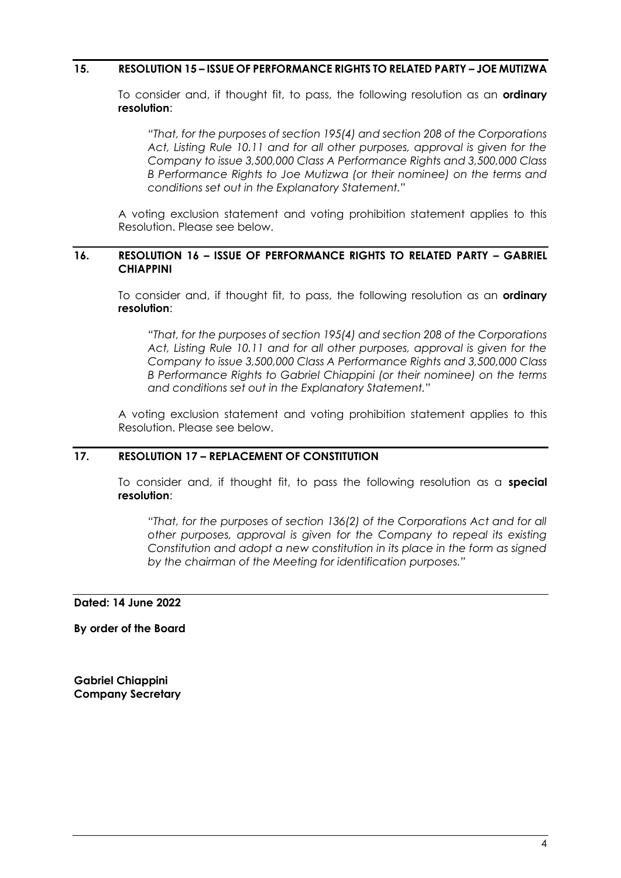## 15. RESOLUTION 15 – ISSUE OF PERFORMANCE RIGHTS TO RELATED PARTY – JOE MUTIZWA

To consider and, if thought fit, to pass, the following resolution as an **ordinary resolution**:

*"That, for the purposes of section 195(4) and section 208 of the Corporations Act, Listing Rule 10.11 and for all other purposes, approval is given for the Company to issue 3,500,000 Class A Performance Rights and 3,500,000 Class B Performance Rights to Joe Mutizwa (or their nominee) on the terms and conditions set out in the Explanatory Statement."*

A voting exclusion statement and voting prohibition statement applies to this Resolution. Please see below.

## 16. RESOLUTION 16 – ISSUE OF PERFORMANCE RIGHTS TO RELATED PARTY – GABRIEL CHIAPPINI

To consider and, if thought fit, to pass, the following resolution as an **ordinary resolution**:

*"That, for the purposes of section 195(4) and section 208 of the Corporations Act, Listing Rule 10.11 and for all other purposes, approval is given for the Company to issue 3,500,000 Class A Performance Rights and 3,500,000 Class B Performance Rights to Gabriel Chiappini (or their nominee) on the terms and conditions set out in the Explanatory Statement."*

A voting exclusion statement and voting prohibition statement applies to this Resolution. Please see below.

## 17. RESOLUTION 17 – REPLACEMENT OF CONSTITUTION

To consider and, if thought fit, to pass the following resolution as a **special resolution**:

*"That, for the purposes of section 136(2) of the Corporations Act and for all other purposes, approval is given for the Company to repeal its existing Constitution and adopt a new constitution in its place in the form as signed by the chairman of the Meeting for identification purposes."*

**Dated: 14 June 2022**

**By order of the Board**

**Gabriel Chiappini**
**Company Secretary**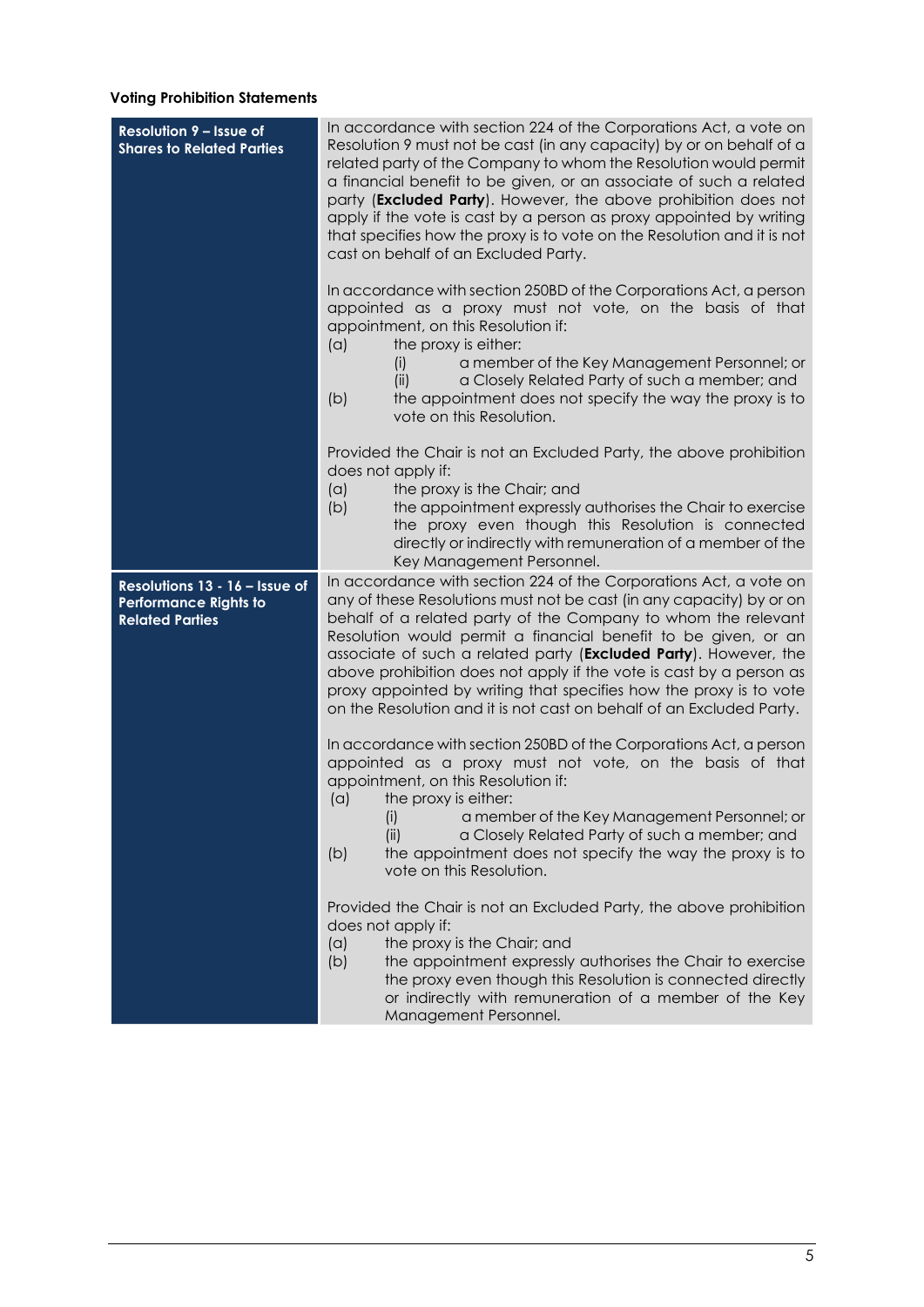**Voting Prohibition Statements**

| | |
|---|---|
| **Resolution 9 – Issue of Shares to Related Parties** | In accordance with section 224 of the Corporations Act, a vote on Resolution 9 must not be cast (in any capacity) by or on behalf of a related party of the Company to whom the Resolution would permit a financial benefit to be given, or an associate of such a related party (**Excluded Party**). However, the above prohibition does not apply if the vote is cast by a person as proxy appointed by writing that specifies how the proxy is to vote on the Resolution and it is not cast on behalf of an Excluded Party.<br><br>In accordance with section 250BD of the Corporations Act, a person appointed as a proxy must not vote, on the basis of that appointment, on this Resolution if:<br>(a) the proxy is either:<br>(i) a member of the Key Management Personnel; or<br>(ii) a Closely Related Party of such a member; and<br>(b) the appointment does not specify the way the proxy is to vote on this Resolution.<br><br>Provided the Chair is not an Excluded Party, the above prohibition does not apply if:<br>(a) the proxy is the Chair; and<br>(b) the appointment expressly authorises the Chair to exercise the proxy even though this Resolution is connected directly or indirectly with remuneration of a member of the Key Management Personnel. |
| **Resolutions 13 - 16 – Issue of Performance Rights to Related Parties** | In accordance with section 224 of the Corporations Act, a vote on any of these Resolutions must not be cast (in any capacity) by or on behalf of a related party of the Company to whom the relevant Resolution would permit a financial benefit to be given, or an associate of such a related party (**Excluded Party**). However, the above prohibition does not apply if the vote is cast by a person as proxy appointed by writing that specifies how the proxy is to vote on the Resolution and it is not cast on behalf of an Excluded Party.<br><br>In accordance with section 250BD of the Corporations Act, a person appointed as a proxy must not vote, on the basis of that appointment, on this Resolution if:<br>(a) the proxy is either:<br>(i) a member of the Key Management Personnel; or<br>(ii) a Closely Related Party of such a member; and<br>(b) the appointment does not specify the way the proxy is to vote on this Resolution.<br><br>Provided the Chair is not an Excluded Party, the above prohibition does not apply if:<br>(a) the proxy is the Chair; and<br>(b) the appointment expressly authorises the Chair to exercise the proxy even though this Resolution is connected directly or indirectly with remuneration of a member of the Key Management Personnel. |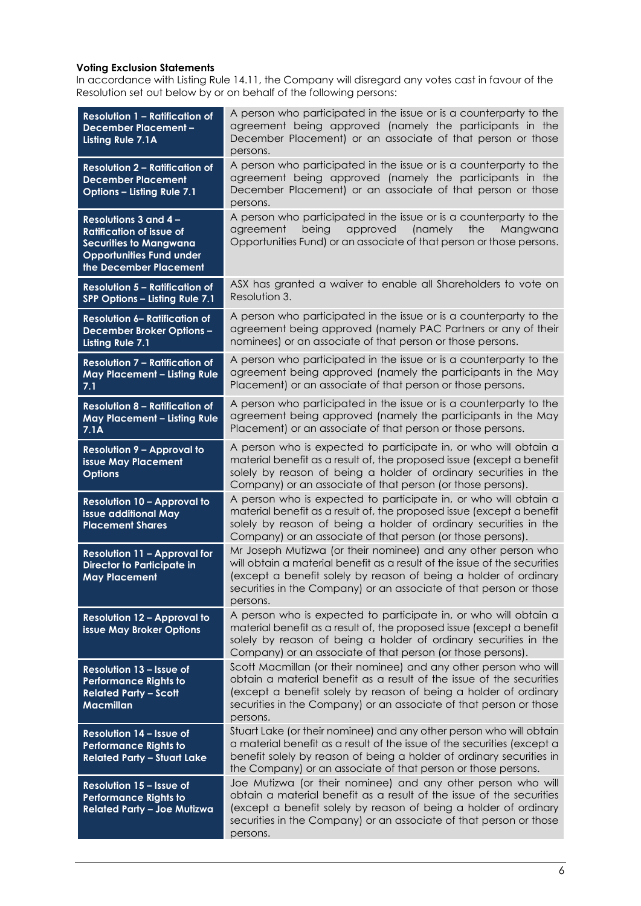**Voting Exclusion Statements**

In accordance with Listing Rule 14.11, the Company will disregard any votes cast in favour of the Resolution set out below by or on behalf of the following persons:

| Resolution | Excluded persons |
|---|---|
| **Resolution 1 – Ratification of December Placement – Listing Rule 7.1A** | A person who participated in the issue or is a counterparty to the agreement being approved (namely the participants in the December Placement) or an associate of that person or those persons. |
| **Resolution 2 – Ratification of December Placement Options – Listing Rule 7.1** | A person who participated in the issue or is a counterparty to the agreement being approved (namely the participants in the December Placement) or an associate of that person or those persons. |
| **Resolutions 3 and 4 – Ratification of issue of Securities to Mangwana Opportunities Fund under the December Placement** | A person who participated in the issue or is a counterparty to the agreement being approved (namely the Mangwana Opportunities Fund) or an associate of that person or those persons. |
| **Resolution 5 – Ratification of SPP Options – Listing Rule 7.1** | ASX has granted a waiver to enable all Shareholders to vote on Resolution 3. |
| **Resolution 6– Ratification of December Broker Options – Listing Rule 7.1** | A person who participated in the issue or is a counterparty to the agreement being approved (namely PAC Partners or any of their nominees) or an associate of that person or those persons. |
| **Resolution 7 – Ratification of May Placement – Listing Rule 7.1** | A person who participated in the issue or is a counterparty to the agreement being approved (namely the participants in the May Placement) or an associate of that person or those persons. |
| **Resolution 8 – Ratification of May Placement – Listing Rule 7.1A** | A person who participated in the issue or is a counterparty to the agreement being approved (namely the participants in the May Placement) or an associate of that person or those persons. |
| **Resolution 9 – Approval to issue May Placement Options** | A person who is expected to participate in, or who will obtain a material benefit as a result of, the proposed issue (except a benefit solely by reason of being a holder of ordinary securities in the Company) or an associate of that person (or those persons). |
| **Resolution 10 – Approval to issue additional May Placement Shares** | A person who is expected to participate in, or who will obtain a material benefit as a result of, the proposed issue (except a benefit solely by reason of being a holder of ordinary securities in the Company) or an associate of that person (or those persons). |
| **Resolution 11 – Approval for Director to Participate in May Placement** | Mr Joseph Mutizwa (or their nominee) and any other person who will obtain a material benefit as a result of the issue of the securities (except a benefit solely by reason of being a holder of ordinary securities in the Company) or an associate of that person or those persons. |
| **Resolution 12 – Approval to issue May Broker Options** | A person who is expected to participate in, or who will obtain a material benefit as a result of, the proposed issue (except a benefit solely by reason of being a holder of ordinary securities in the Company) or an associate of that person (or those persons). |
| **Resolution 13 – Issue of Performance Rights to Related Party – Scott Macmillan** | Scott Macmillan (or their nominee) and any other person who will obtain a material benefit as a result of the issue of the securities (except a benefit solely by reason of being a holder of ordinary securities in the Company) or an associate of that person or those persons. |
| **Resolution 14 – Issue of Performance Rights to Related Party – Stuart Lake** | Stuart Lake (or their nominee) and any other person who will obtain a material benefit as a result of the issue of the securities (except a benefit solely by reason of being a holder of ordinary securities in the Company) or an associate of that person or those persons. |
| **Resolution 15 – Issue of Performance Rights to Related Party – Joe Mutizwa** | Joe Mutizwa (or their nominee) and any other person who will obtain a material benefit as a result of the issue of the securities (except a benefit solely by reason of being a holder of ordinary securities in the Company) or an associate of that person or those persons. |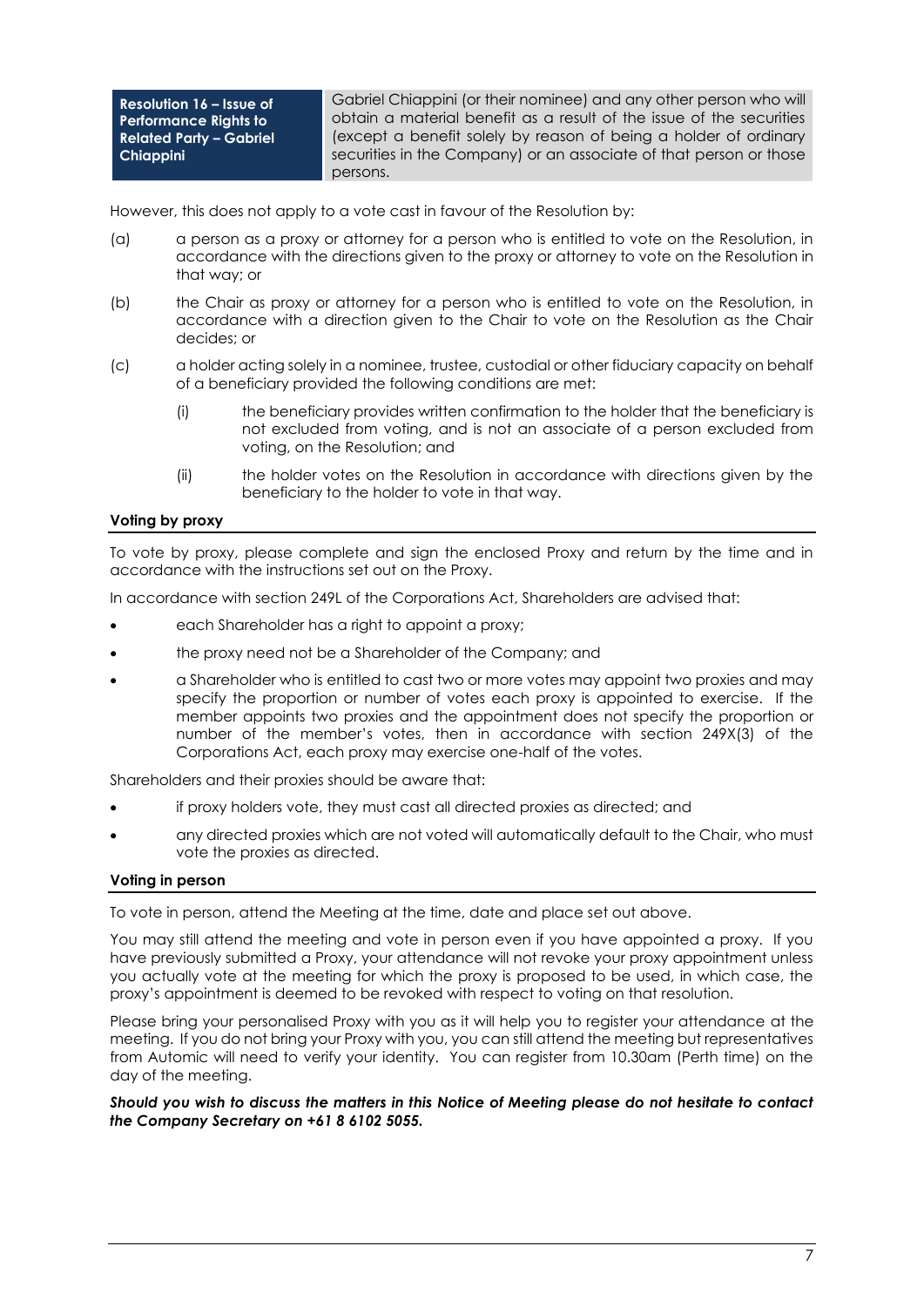| Resolution 16 – Issue of Performance Rights to Related Party – Gabriel Chiappini | Gabriel Chiappini (or their nominee) and any other person who will obtain a material benefit as a result of the issue of the securities (except a benefit solely by reason of being a holder of ordinary securities in the Company) or an associate of that person or those persons. |
|---|---|

However, this does not apply to a vote cast in favour of the Resolution by:

(a) a person as a proxy or attorney for a person who is entitled to vote on the Resolution, in accordance with the directions given to the proxy or attorney to vote on the Resolution in that way; or

(b) the Chair as proxy or attorney for a person who is entitled to vote on the Resolution, in accordance with a direction given to the Chair to vote on the Resolution as the Chair decides; or

(c) a holder acting solely in a nominee, trustee, custodial or other fiduciary capacity on behalf of a beneficiary provided the following conditions are met:

   (i) the beneficiary provides written confirmation to the holder that the beneficiary is not excluded from voting, and is not an associate of a person excluded from voting, on the Resolution; and

   (ii) the holder votes on the Resolution in accordance with directions given by the beneficiary to the holder to vote in that way.

## Voting by proxy

To vote by proxy, please complete and sign the enclosed Proxy and return by the time and in accordance with the instructions set out on the Proxy.

In accordance with section 249L of the Corporations Act, Shareholders are advised that:

- each Shareholder has a right to appoint a proxy;
- the proxy need not be a Shareholder of the Company; and
- a Shareholder who is entitled to cast two or more votes may appoint two proxies and may specify the proportion or number of votes each proxy is appointed to exercise. If the member appoints two proxies and the appointment does not specify the proportion or number of the member's votes, then in accordance with section 249X(3) of the Corporations Act, each proxy may exercise one-half of the votes.

Shareholders and their proxies should be aware that:

- if proxy holders vote, they must cast all directed proxies as directed; and
- any directed proxies which are not voted will automatically default to the Chair, who must vote the proxies as directed.

## Voting in person

To vote in person, attend the Meeting at the time, date and place set out above.

You may still attend the meeting and vote in person even if you have appointed a proxy. If you have previously submitted a Proxy, your attendance will not revoke your proxy appointment unless you actually vote at the meeting for which the proxy is proposed to be used, in which case, the proxy's appointment is deemed to be revoked with respect to voting on that resolution.

Please bring your personalised Proxy with you as it will help you to register your attendance at the meeting. If you do not bring your Proxy with you, you can still attend the meeting but representatives from Automic will need to verify your identity. You can register from 10.30am (Perth time) on the day of the meeting.

***Should you wish to discuss the matters in this Notice of Meeting please do not hesitate to contact the Company Secretary on +61 8 6102 5055.***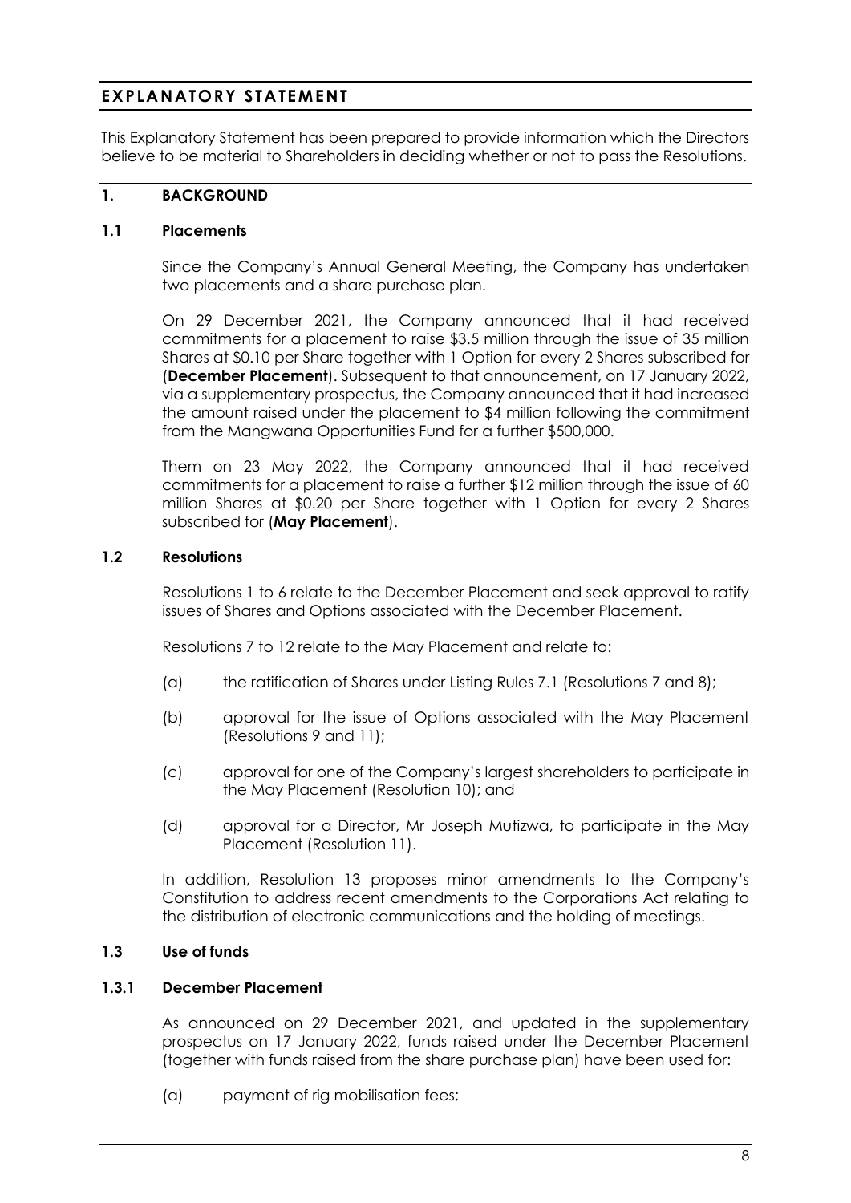# EXPLANATORY STATEMENT

This Explanatory Statement has been prepared to provide information which the Directors believe to be material to Shareholders in deciding whether or not to pass the Resolutions.

## 1. BACKGROUND

### 1.1 Placements

Since the Company's Annual General Meeting, the Company has undertaken two placements and a share purchase plan.

On 29 December 2021, the Company announced that it had received commitments for a placement to raise $3.5 million through the issue of 35 million Shares at $0.10 per Share together with 1 Option for every 2 Shares subscribed for (**December Placement**). Subsequent to that announcement, on 17 January 2022, via a supplementary prospectus, the Company announced that it had increased the amount raised under the placement to $4 million following the commitment from the Mangwana Opportunities Fund for a further $500,000.

Them on 23 May 2022, the Company announced that it had received commitments for a placement to raise a further $12 million through the issue of 60 million Shares at $0.20 per Share together with 1 Option for every 2 Shares subscribed for (**May Placement**).

### 1.2 Resolutions

Resolutions 1 to 6 relate to the December Placement and seek approval to ratify issues of Shares and Options associated with the December Placement.

Resolutions 7 to 12 relate to the May Placement and relate to:

(a) the ratification of Shares under Listing Rules 7.1 (Resolutions 7 and 8);

(b) approval for the issue of Options associated with the May Placement (Resolutions 9 and 11);

(c) approval for one of the Company's largest shareholders to participate in the May Placement (Resolution 10); and

(d) approval for a Director, Mr Joseph Mutizwa, to participate in the May Placement (Resolution 11).

In addition, Resolution 13 proposes minor amendments to the Company's Constitution to address recent amendments to the Corporations Act relating to the distribution of electronic communications and the holding of meetings.

### 1.3 Use of funds

#### 1.3.1 December Placement

As announced on 29 December 2021, and updated in the supplementary prospectus on 17 January 2022, funds raised under the December Placement (together with funds raised from the share purchase plan) have been used for:

(a) payment of rig mobilisation fees;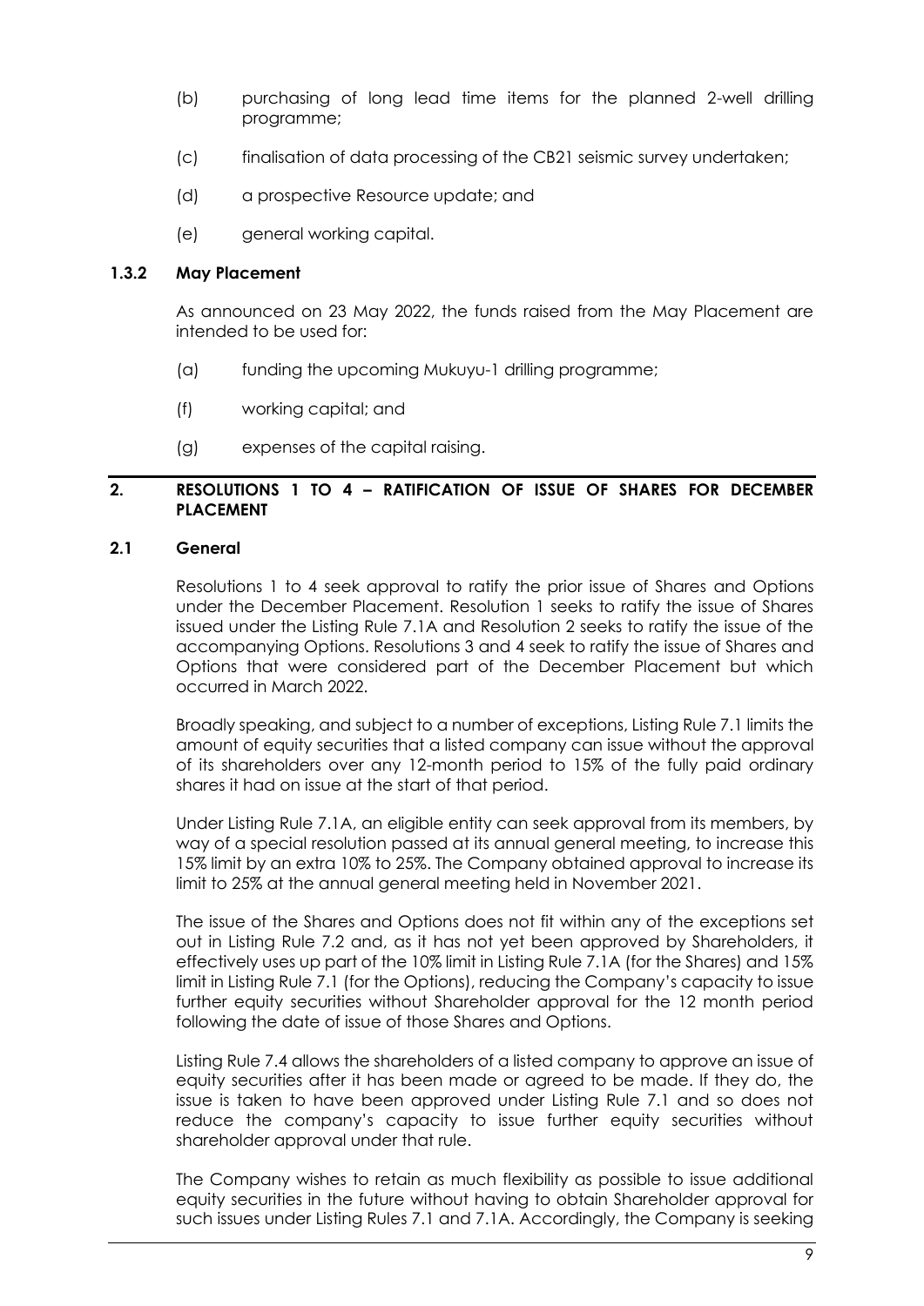(b) purchasing of long lead time items for the planned 2-well drilling programme;

(c) finalisation of data processing of the CB21 seismic survey undertaken;

(d) a prospective Resource update; and

(e) general working capital.

### 1.3.2 May Placement

As announced on 23 May 2022, the funds raised from the May Placement are intended to be used for:

(a) funding the upcoming Mukuyu-1 drilling programme;

(f) working capital; and

(g) expenses of the capital raising.

## 2. RESOLUTIONS 1 TO 4 – RATIFICATION OF ISSUE OF SHARES FOR DECEMBER PLACEMENT

### 2.1 General

Resolutions 1 to 4 seek approval to ratify the prior issue of Shares and Options under the December Placement. Resolution 1 seeks to ratify the issue of Shares issued under the Listing Rule 7.1A and Resolution 2 seeks to ratify the issue of the accompanying Options. Resolutions 3 and 4 seek to ratify the issue of Shares and Options that were considered part of the December Placement but which occurred in March 2022.

Broadly speaking, and subject to a number of exceptions, Listing Rule 7.1 limits the amount of equity securities that a listed company can issue without the approval of its shareholders over any 12-month period to 15% of the fully paid ordinary shares it had on issue at the start of that period.

Under Listing Rule 7.1A, an eligible entity can seek approval from its members, by way of a special resolution passed at its annual general meeting, to increase this 15% limit by an extra 10% to 25%. The Company obtained approval to increase its limit to 25% at the annual general meeting held in November 2021.

The issue of the Shares and Options does not fit within any of the exceptions set out in Listing Rule 7.2 and, as it has not yet been approved by Shareholders, it effectively uses up part of the 10% limit in Listing Rule 7.1A (for the Shares) and 15% limit in Listing Rule 7.1 (for the Options), reducing the Company's capacity to issue further equity securities without Shareholder approval for the 12 month period following the date of issue of those Shares and Options.

Listing Rule 7.4 allows the shareholders of a listed company to approve an issue of equity securities after it has been made or agreed to be made. If they do, the issue is taken to have been approved under Listing Rule 7.1 and so does not reduce the company's capacity to issue further equity securities without shareholder approval under that rule.

The Company wishes to retain as much flexibility as possible to issue additional equity securities in the future without having to obtain Shareholder approval for such issues under Listing Rules 7.1 and 7.1A. Accordingly, the Company is seeking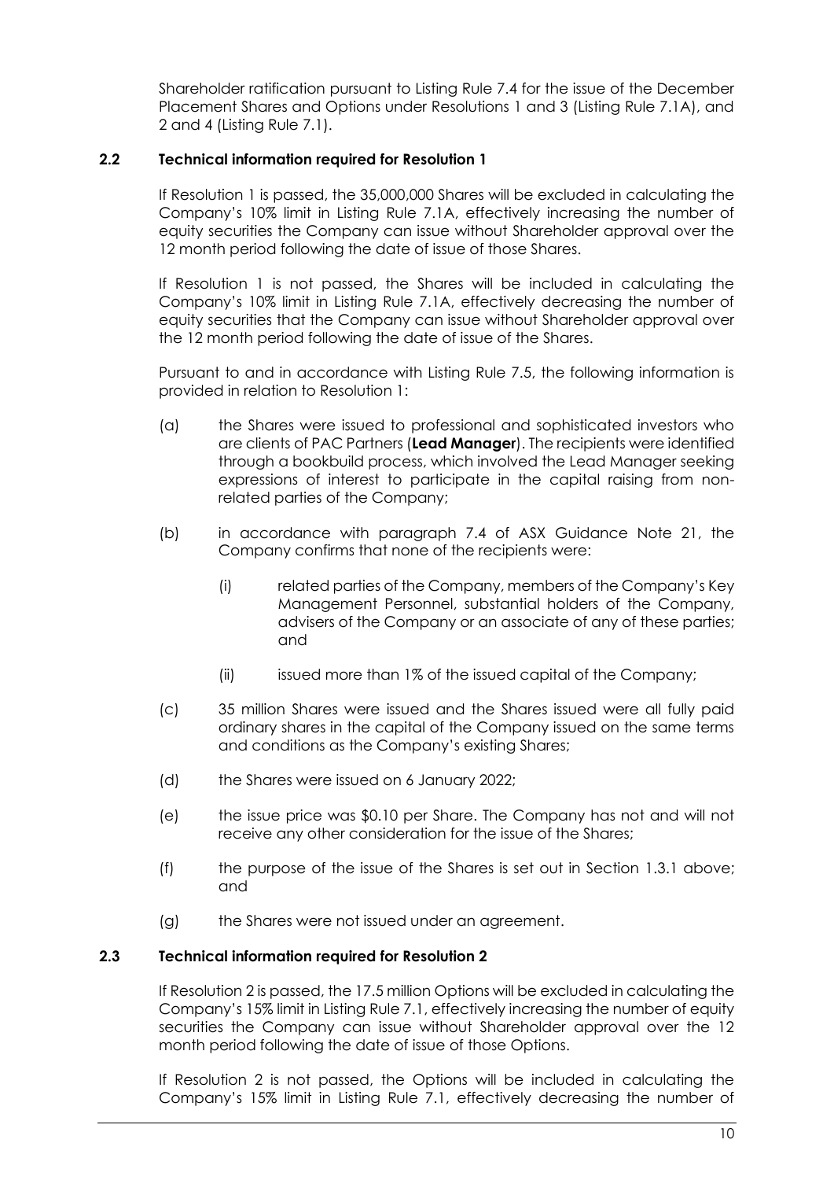Shareholder ratification pursuant to Listing Rule 7.4 for the issue of the December Placement Shares and Options under Resolutions 1 and 3 (Listing Rule 7.1A), and 2 and 4 (Listing Rule 7.1).

### 2.2 Technical information required for Resolution 1

If Resolution 1 is passed, the 35,000,000 Shares will be excluded in calculating the Company's 10% limit in Listing Rule 7.1A, effectively increasing the number of equity securities the Company can issue without Shareholder approval over the 12 month period following the date of issue of those Shares.

If Resolution 1 is not passed, the Shares will be included in calculating the Company's 10% limit in Listing Rule 7.1A, effectively decreasing the number of equity securities that the Company can issue without Shareholder approval over the 12 month period following the date of issue of the Shares.

Pursuant to and in accordance with Listing Rule 7.5, the following information is provided in relation to Resolution 1:

(a) the Shares were issued to professional and sophisticated investors who are clients of PAC Partners (**Lead Manager**). The recipients were identified through a bookbuild process, which involved the Lead Manager seeking expressions of interest to participate in the capital raising from non-related parties of the Company;

(b) in accordance with paragraph 7.4 of ASX Guidance Note 21, the Company confirms that none of the recipients were:

   (i) related parties of the Company, members of the Company's Key Management Personnel, substantial holders of the Company, advisers of the Company or an associate of any of these parties; and

   (ii) issued more than 1% of the issued capital of the Company;

(c) 35 million Shares were issued and the Shares issued were all fully paid ordinary shares in the capital of the Company issued on the same terms and conditions as the Company's existing Shares;

(d) the Shares were issued on 6 January 2022;

(e) the issue price was $0.10 per Share. The Company has not and will not receive any other consideration for the issue of the Shares;

(f) the purpose of the issue of the Shares is set out in Section 1.3.1 above; and

(g) the Shares were not issued under an agreement.

### 2.3 Technical information required for Resolution 2

If Resolution 2 is passed, the 17.5 million Options will be excluded in calculating the Company's 15% limit in Listing Rule 7.1, effectively increasing the number of equity securities the Company can issue without Shareholder approval over the 12 month period following the date of issue of those Options.

If Resolution 2 is not passed, the Options will be included in calculating the Company's 15% limit in Listing Rule 7.1, effectively decreasing the number of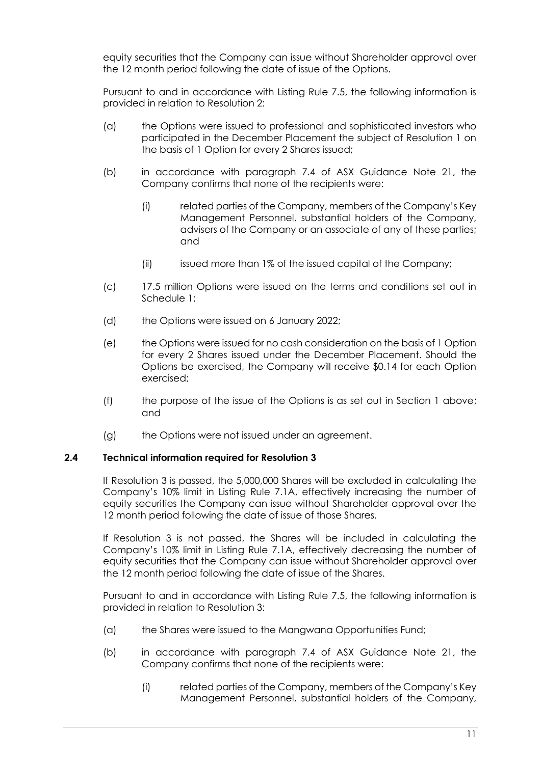equity securities that the Company can issue without Shareholder approval over the 12 month period following the date of issue of the Options.

Pursuant to and in accordance with Listing Rule 7.5, the following information is provided in relation to Resolution 2:

(a) the Options were issued to professional and sophisticated investors who participated in the December Placement the subject of Resolution 1 on the basis of 1 Option for every 2 Shares issued;

(b) in accordance with paragraph 7.4 of ASX Guidance Note 21, the Company confirms that none of the recipients were:

  (i) related parties of the Company, members of the Company's Key Management Personnel, substantial holders of the Company, advisers of the Company or an associate of any of these parties; and

  (ii) issued more than 1% of the issued capital of the Company;

(c) 17.5 million Options were issued on the terms and conditions set out in Schedule 1;

(d) the Options were issued on 6 January 2022;

(e) the Options were issued for no cash consideration on the basis of 1 Option for every 2 Shares issued under the December Placement. Should the Options be exercised, the Company will receive $0.14 for each Option exercised;

(f) the purpose of the issue of the Options is as set out in Section 1 above; and

(g) the Options were not issued under an agreement.

### 2.4 Technical information required for Resolution 3

If Resolution 3 is passed, the 5,000,000 Shares will be excluded in calculating the Company's 10% limit in Listing Rule 7.1A, effectively increasing the number of equity securities the Company can issue without Shareholder approval over the 12 month period following the date of issue of those Shares.

If Resolution 3 is not passed, the Shares will be included in calculating the Company's 10% limit in Listing Rule 7.1A, effectively decreasing the number of equity securities that the Company can issue without Shareholder approval over the 12 month period following the date of issue of the Shares.

Pursuant to and in accordance with Listing Rule 7.5, the following information is provided in relation to Resolution 3:

(a) the Shares were issued to the Mangwana Opportunities Fund;

(b) in accordance with paragraph 7.4 of ASX Guidance Note 21, the Company confirms that none of the recipients were:

  (i) related parties of the Company, members of the Company's Key Management Personnel, substantial holders of the Company,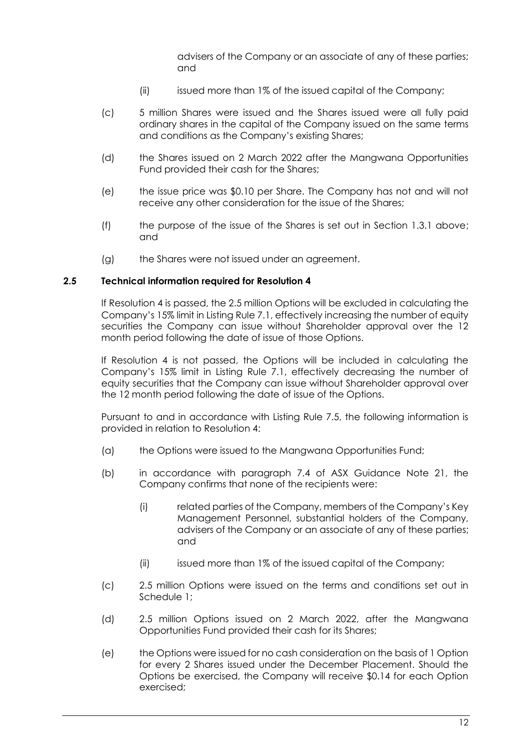advisers of the Company or an associate of any of these parties; and

(ii) issued more than 1% of the issued capital of the Company;

(c) 5 million Shares were issued and the Shares issued were all fully paid ordinary shares in the capital of the Company issued on the same terms and conditions as the Company's existing Shares;

(d) the Shares issued on 2 March 2022 after the Mangwana Opportunities Fund provided their cash for the Shares;

(e) the issue price was $0.10 per Share. The Company has not and will not receive any other consideration for the issue of the Shares;

(f) the purpose of the issue of the Shares is set out in Section 1.3.1 above; and

(g) the Shares were not issued under an agreement.

### 2.5 Technical information required for Resolution 4

If Resolution 4 is passed, the 2.5 million Options will be excluded in calculating the Company's 15% limit in Listing Rule 7.1, effectively increasing the number of equity securities the Company can issue without Shareholder approval over the 12 month period following the date of issue of those Options.

If Resolution 4 is not passed, the Options will be included in calculating the Company's 15% limit in Listing Rule 7.1, effectively decreasing the number of equity securities that the Company can issue without Shareholder approval over the 12 month period following the date of issue of the Options.

Pursuant to and in accordance with Listing Rule 7.5, the following information is provided in relation to Resolution 4:

(a) the Options were issued to the Mangwana Opportunities Fund;

(b) in accordance with paragraph 7.4 of ASX Guidance Note 21, the Company confirms that none of the recipients were:

(i) related parties of the Company, members of the Company's Key Management Personnel, substantial holders of the Company, advisers of the Company or an associate of any of these parties; and

(ii) issued more than 1% of the issued capital of the Company;

(c) 2.5 million Options were issued on the terms and conditions set out in Schedule 1;

(d) 2.5 million Options issued on 2 March 2022, after the Mangwana Opportunities Fund provided their cash for its Shares;

(e) the Options were issued for no cash consideration on the basis of 1 Option for every 2 Shares issued under the December Placement. Should the Options be exercised, the Company will receive $0.14 for each Option exercised;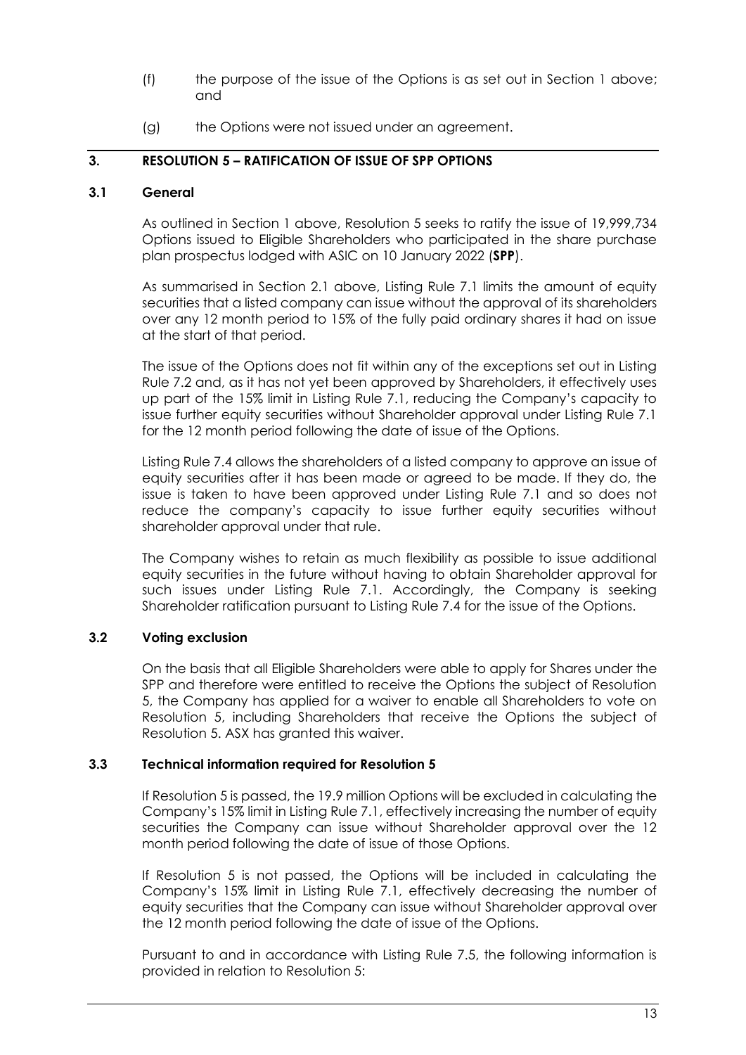(f) the purpose of the issue of the Options is as set out in Section 1 above; and

(g) the Options were not issued under an agreement.

## 3. RESOLUTION 5 – RATIFICATION OF ISSUE OF SPP OPTIONS

### 3.1 General

As outlined in Section 1 above, Resolution 5 seeks to ratify the issue of 19,999,734 Options issued to Eligible Shareholders who participated in the share purchase plan prospectus lodged with ASIC on 10 January 2022 (**SPP**).

As summarised in Section 2.1 above, Listing Rule 7.1 limits the amount of equity securities that a listed company can issue without the approval of its shareholders over any 12 month period to 15% of the fully paid ordinary shares it had on issue at the start of that period.

The issue of the Options does not fit within any of the exceptions set out in Listing Rule 7.2 and, as it has not yet been approved by Shareholders, it effectively uses up part of the 15% limit in Listing Rule 7.1, reducing the Company's capacity to issue further equity securities without Shareholder approval under Listing Rule 7.1 for the 12 month period following the date of issue of the Options.

Listing Rule 7.4 allows the shareholders of a listed company to approve an issue of equity securities after it has been made or agreed to be made. If they do, the issue is taken to have been approved under Listing Rule 7.1 and so does not reduce the company's capacity to issue further equity securities without shareholder approval under that rule.

The Company wishes to retain as much flexibility as possible to issue additional equity securities in the future without having to obtain Shareholder approval for such issues under Listing Rule 7.1. Accordingly, the Company is seeking Shareholder ratification pursuant to Listing Rule 7.4 for the issue of the Options.

### 3.2 Voting exclusion

On the basis that all Eligible Shareholders were able to apply for Shares under the SPP and therefore were entitled to receive the Options the subject of Resolution 5, the Company has applied for a waiver to enable all Shareholders to vote on Resolution 5, including Shareholders that receive the Options the subject of Resolution 5. ASX has granted this waiver.

### 3.3 Technical information required for Resolution 5

If Resolution 5 is passed, the 19.9 million Options will be excluded in calculating the Company's 15% limit in Listing Rule 7.1, effectively increasing the number of equity securities the Company can issue without Shareholder approval over the 12 month period following the date of issue of those Options.

If Resolution 5 is not passed, the Options will be included in calculating the Company's 15% limit in Listing Rule 7.1, effectively decreasing the number of equity securities that the Company can issue without Shareholder approval over the 12 month period following the date of issue of the Options.

Pursuant to and in accordance with Listing Rule 7.5, the following information is provided in relation to Resolution 5: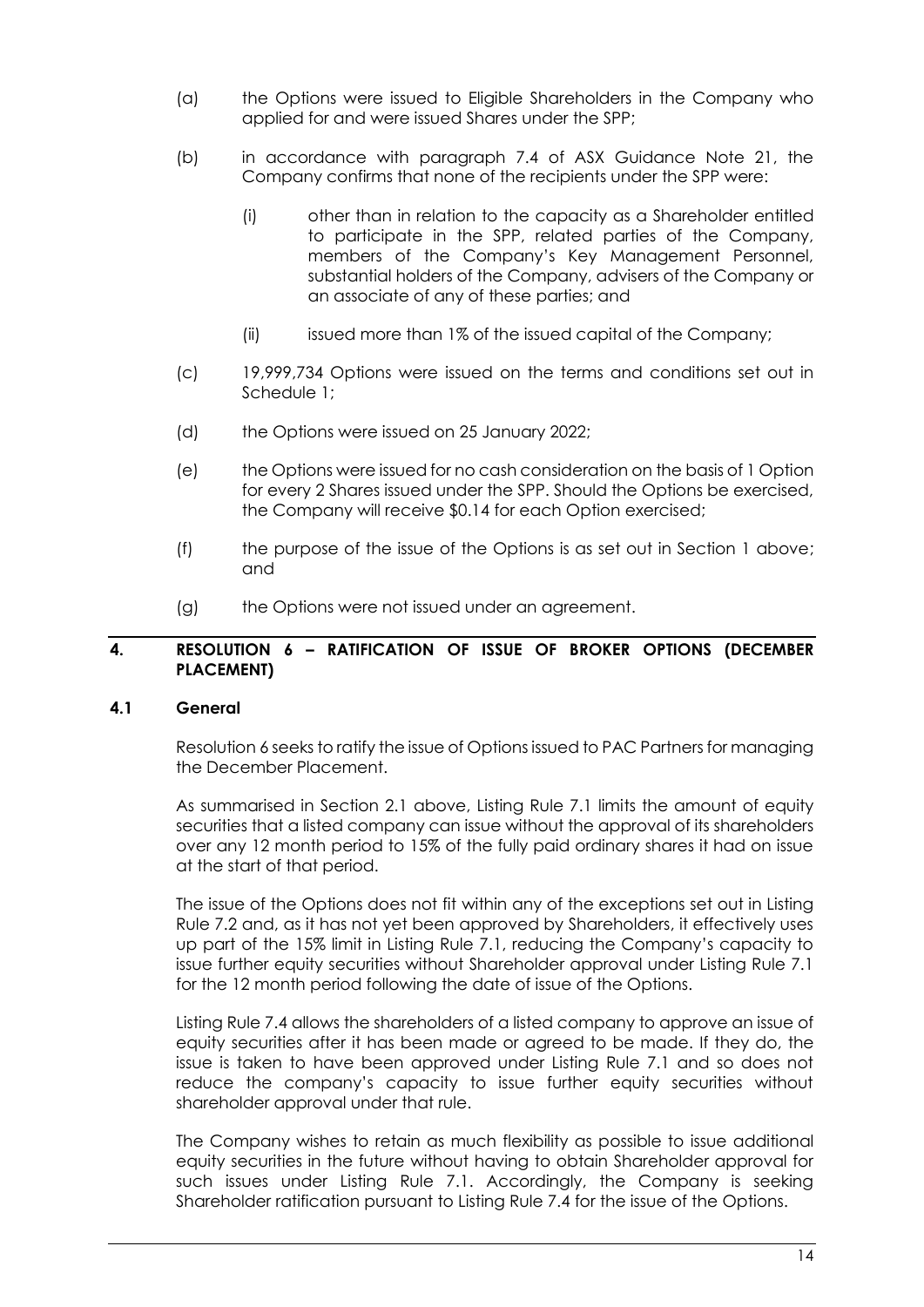(a) the Options were issued to Eligible Shareholders in the Company who applied for and were issued Shares under the SPP;

(b) in accordance with paragraph 7.4 of ASX Guidance Note 21, the Company confirms that none of the recipients under the SPP were:

  (i) other than in relation to the capacity as a Shareholder entitled to participate in the SPP, related parties of the Company, members of the Company's Key Management Personnel, substantial holders of the Company, advisers of the Company or an associate of any of these parties; and

  (ii) issued more than 1% of the issued capital of the Company;

(c) 19,999,734 Options were issued on the terms and conditions set out in Schedule 1;

(d) the Options were issued on 25 January 2022;

(e) the Options were issued for no cash consideration on the basis of 1 Option for every 2 Shares issued under the SPP. Should the Options be exercised, the Company will receive $0.14 for each Option exercised;

(f) the purpose of the issue of the Options is as set out in Section 1 above; and

(g) the Options were not issued under an agreement.

## 4. RESOLUTION 6 – RATIFICATION OF ISSUE OF BROKER OPTIONS (DECEMBER PLACEMENT)

### 4.1 General

Resolution 6 seeks to ratify the issue of Options issued to PAC Partners for managing the December Placement.

As summarised in Section 2.1 above, Listing Rule 7.1 limits the amount of equity securities that a listed company can issue without the approval of its shareholders over any 12 month period to 15% of the fully paid ordinary shares it had on issue at the start of that period.

The issue of the Options does not fit within any of the exceptions set out in Listing Rule 7.2 and, as it has not yet been approved by Shareholders, it effectively uses up part of the 15% limit in Listing Rule 7.1, reducing the Company's capacity to issue further equity securities without Shareholder approval under Listing Rule 7.1 for the 12 month period following the date of issue of the Options.

Listing Rule 7.4 allows the shareholders of a listed company to approve an issue of equity securities after it has been made or agreed to be made. If they do, the issue is taken to have been approved under Listing Rule 7.1 and so does not reduce the company's capacity to issue further equity securities without shareholder approval under that rule.

The Company wishes to retain as much flexibility as possible to issue additional equity securities in the future without having to obtain Shareholder approval for such issues under Listing Rule 7.1. Accordingly, the Company is seeking Shareholder ratification pursuant to Listing Rule 7.4 for the issue of the Options.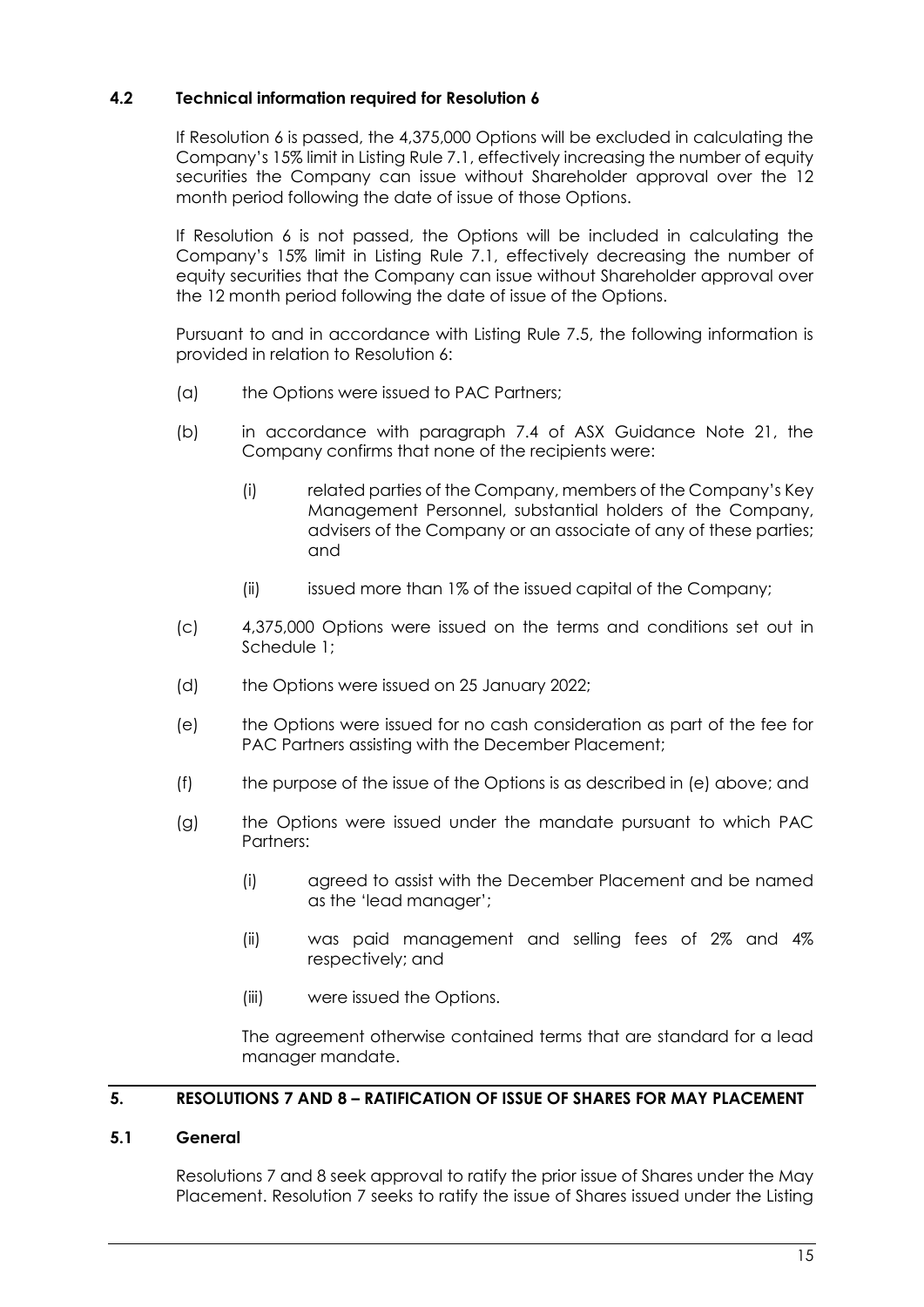### 4.2 Technical information required for Resolution 6

If Resolution 6 is passed, the 4,375,000 Options will be excluded in calculating the Company's 15% limit in Listing Rule 7.1, effectively increasing the number of equity securities the Company can issue without Shareholder approval over the 12 month period following the date of issue of those Options.

If Resolution 6 is not passed, the Options will be included in calculating the Company's 15% limit in Listing Rule 7.1, effectively decreasing the number of equity securities that the Company can issue without Shareholder approval over the 12 month period following the date of issue of the Options.

Pursuant to and in accordance with Listing Rule 7.5, the following information is provided in relation to Resolution 6:

(a) the Options were issued to PAC Partners;

(b) in accordance with paragraph 7.4 of ASX Guidance Note 21, the Company confirms that none of the recipients were:

   (i) related parties of the Company, members of the Company's Key Management Personnel, substantial holders of the Company, advisers of the Company or an associate of any of these parties; and

   (ii) issued more than 1% of the issued capital of the Company;

(c) 4,375,000 Options were issued on the terms and conditions set out in Schedule 1;

(d) the Options were issued on 25 January 2022;

(e) the Options were issued for no cash consideration as part of the fee for PAC Partners assisting with the December Placement;

(f) the purpose of the issue of the Options is as described in (e) above; and

(g) the Options were issued under the mandate pursuant to which PAC Partners:

   (i) agreed to assist with the December Placement and be named as the 'lead manager';

   (ii) was paid management and selling fees of 2% and 4% respectively; and

   (iii) were issued the Options.

   The agreement otherwise contained terms that are standard for a lead manager mandate.

## 5. RESOLUTIONS 7 AND 8 – RATIFICATION OF ISSUE OF SHARES FOR MAY PLACEMENT

### 5.1 General

Resolutions 7 and 8 seek approval to ratify the prior issue of Shares under the May Placement. Resolution 7 seeks to ratify the issue of Shares issued under the Listing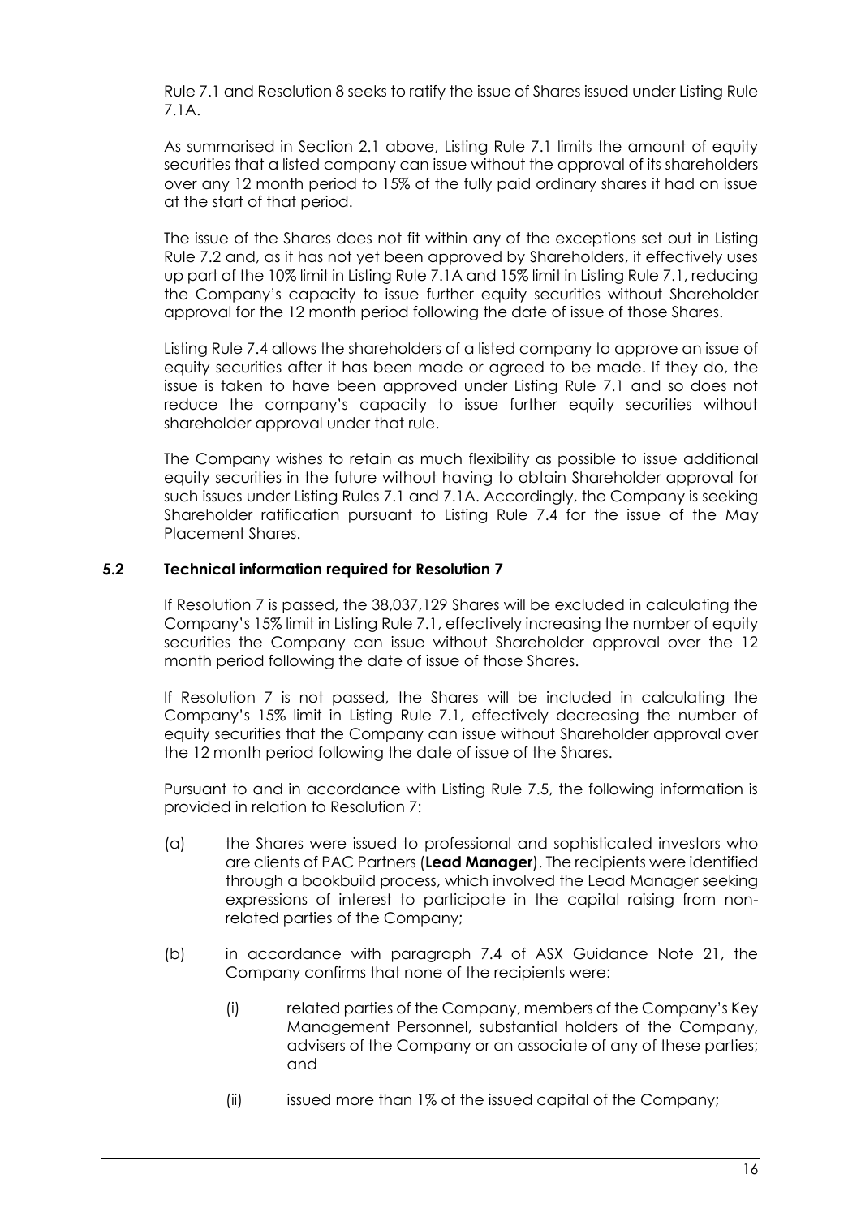Rule 7.1 and Resolution 8 seeks to ratify the issue of Shares issued under Listing Rule 7.1A.

As summarised in Section 2.1 above, Listing Rule 7.1 limits the amount of equity securities that a listed company can issue without the approval of its shareholders over any 12 month period to 15% of the fully paid ordinary shares it had on issue at the start of that period.

The issue of the Shares does not fit within any of the exceptions set out in Listing Rule 7.2 and, as it has not yet been approved by Shareholders, it effectively uses up part of the 10% limit in Listing Rule 7.1A and 15% limit in Listing Rule 7.1, reducing the Company's capacity to issue further equity securities without Shareholder approval for the 12 month period following the date of issue of those Shares.

Listing Rule 7.4 allows the shareholders of a listed company to approve an issue of equity securities after it has been made or agreed to be made. If they do, the issue is taken to have been approved under Listing Rule 7.1 and so does not reduce the company's capacity to issue further equity securities without shareholder approval under that rule.

The Company wishes to retain as much flexibility as possible to issue additional equity securities in the future without having to obtain Shareholder approval for such issues under Listing Rules 7.1 and 7.1A. Accordingly, the Company is seeking Shareholder ratification pursuant to Listing Rule 7.4 for the issue of the May Placement Shares.

### 5.2 Technical information required for Resolution 7

If Resolution 7 is passed, the 38,037,129 Shares will be excluded in calculating the Company's 15% limit in Listing Rule 7.1, effectively increasing the number of equity securities the Company can issue without Shareholder approval over the 12 month period following the date of issue of those Shares.

If Resolution 7 is not passed, the Shares will be included in calculating the Company's 15% limit in Listing Rule 7.1, effectively decreasing the number of equity securities that the Company can issue without Shareholder approval over the 12 month period following the date of issue of the Shares.

Pursuant to and in accordance with Listing Rule 7.5, the following information is provided in relation to Resolution 7:

(a) the Shares were issued to professional and sophisticated investors who are clients of PAC Partners (**Lead Manager**). The recipients were identified through a bookbuild process, which involved the Lead Manager seeking expressions of interest to participate in the capital raising from non-related parties of the Company;

(b) in accordance with paragraph 7.4 of ASX Guidance Note 21, the Company confirms that none of the recipients were:

  (i) related parties of the Company, members of the Company's Key Management Personnel, substantial holders of the Company, advisers of the Company or an associate of any of these parties; and

  (ii) issued more than 1% of the issued capital of the Company;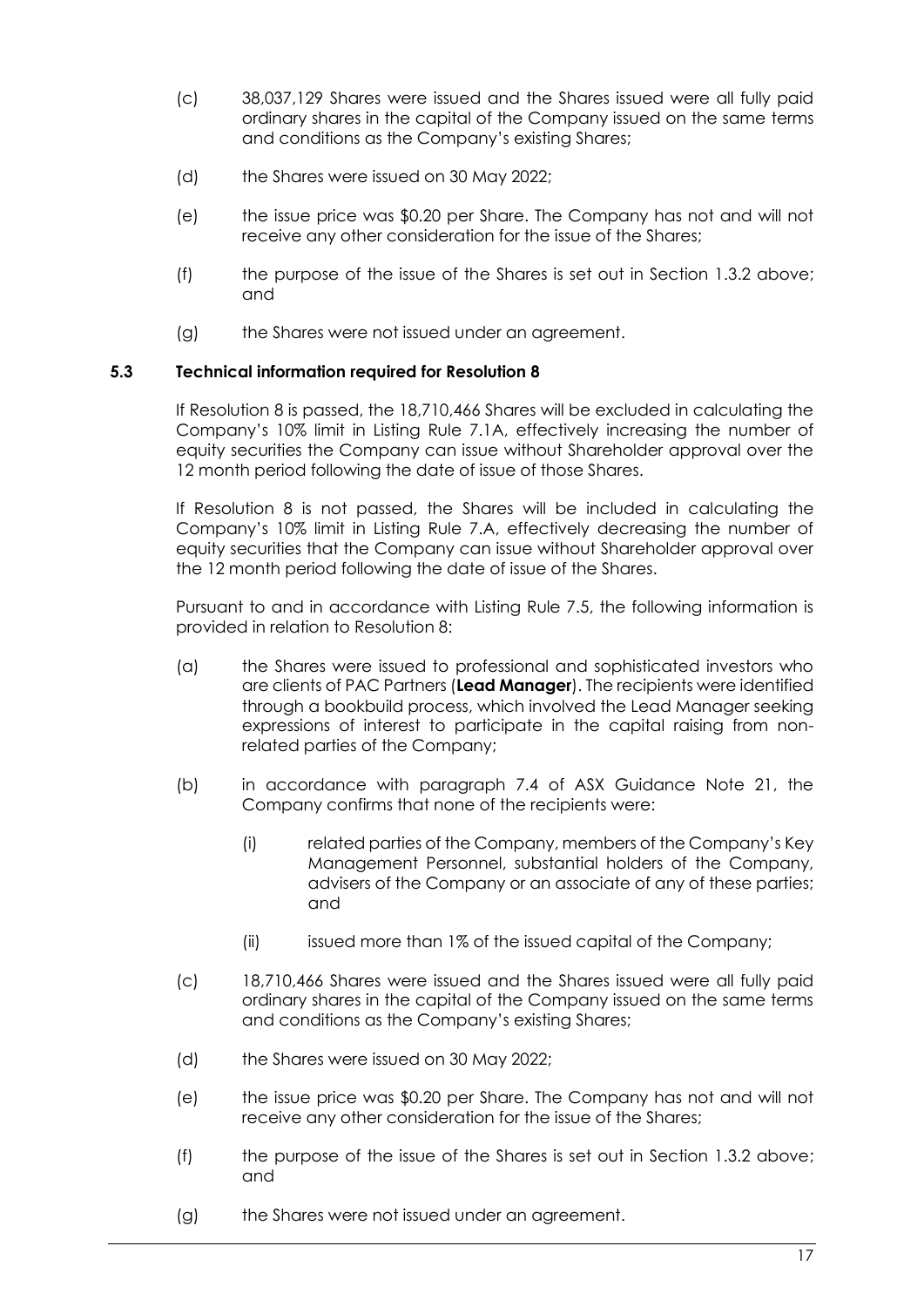(c) 38,037,129 Shares were issued and the Shares issued were all fully paid ordinary shares in the capital of the Company issued on the same terms and conditions as the Company's existing Shares;

(d) the Shares were issued on 30 May 2022;

(e) the issue price was $0.20 per Share. The Company has not and will not receive any other consideration for the issue of the Shares;

(f) the purpose of the issue of the Shares is set out in Section 1.3.2 above; and

(g) the Shares were not issued under an agreement.

### 5.3 Technical information required for Resolution 8

If Resolution 8 is passed, the 18,710,466 Shares will be excluded in calculating the Company's 10% limit in Listing Rule 7.1A, effectively increasing the number of equity securities the Company can issue without Shareholder approval over the 12 month period following the date of issue of those Shares.

If Resolution 8 is not passed, the Shares will be included in calculating the Company's 10% limit in Listing Rule 7.A, effectively decreasing the number of equity securities that the Company can issue without Shareholder approval over the 12 month period following the date of issue of the Shares.

Pursuant to and in accordance with Listing Rule 7.5, the following information is provided in relation to Resolution 8:

(a) the Shares were issued to professional and sophisticated investors who are clients of PAC Partners (**Lead Manager**). The recipients were identified through a bookbuild process, which involved the Lead Manager seeking expressions of interest to participate in the capital raising from non-related parties of the Company;

(b) in accordance with paragraph 7.4 of ASX Guidance Note 21, the Company confirms that none of the recipients were:

   (i) related parties of the Company, members of the Company's Key Management Personnel, substantial holders of the Company, advisers of the Company or an associate of any of these parties; and

   (ii) issued more than 1% of the issued capital of the Company;

(c) 18,710,466 Shares were issued and the Shares issued were all fully paid ordinary shares in the capital of the Company issued on the same terms and conditions as the Company's existing Shares;

(d) the Shares were issued on 30 May 2022;

(e) the issue price was $0.20 per Share. The Company has not and will not receive any other consideration for the issue of the Shares;

(f) the purpose of the issue of the Shares is set out in Section 1.3.2 above; and

(g) the Shares were not issued under an agreement.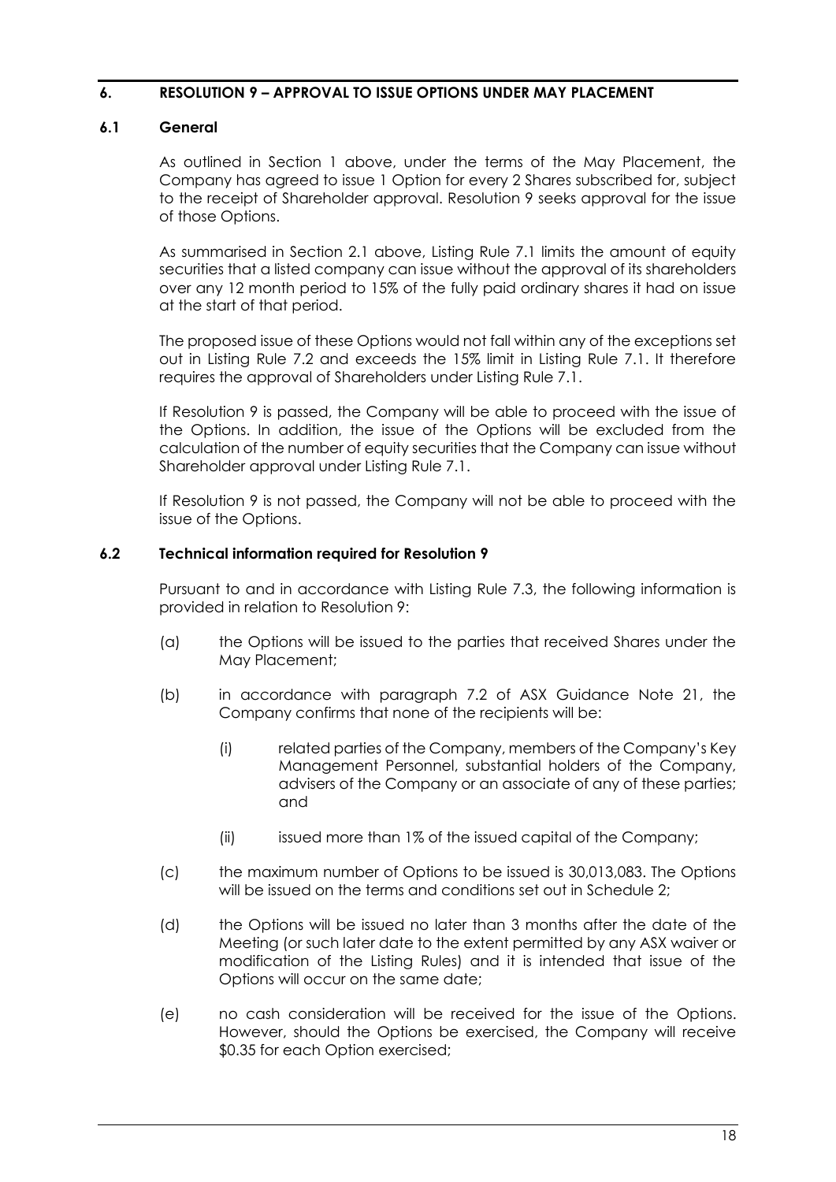## 6. RESOLUTION 9 – APPROVAL TO ISSUE OPTIONS UNDER MAY PLACEMENT

### 6.1 General

As outlined in Section 1 above, under the terms of the May Placement, the Company has agreed to issue 1 Option for every 2 Shares subscribed for, subject to the receipt of Shareholder approval. Resolution 9 seeks approval for the issue of those Options.

As summarised in Section 2.1 above, Listing Rule 7.1 limits the amount of equity securities that a listed company can issue without the approval of its shareholders over any 12 month period to 15% of the fully paid ordinary shares it had on issue at the start of that period.

The proposed issue of these Options would not fall within any of the exceptions set out in Listing Rule 7.2 and exceeds the 15% limit in Listing Rule 7.1. It therefore requires the approval of Shareholders under Listing Rule 7.1.

If Resolution 9 is passed, the Company will be able to proceed with the issue of the Options. In addition, the issue of the Options will be excluded from the calculation of the number of equity securities that the Company can issue without Shareholder approval under Listing Rule 7.1.

If Resolution 9 is not passed, the Company will not be able to proceed with the issue of the Options.

### 6.2 Technical information required for Resolution 9

Pursuant to and in accordance with Listing Rule 7.3, the following information is provided in relation to Resolution 9:

(a) the Options will be issued to the parties that received Shares under the May Placement;

(b) in accordance with paragraph 7.2 of ASX Guidance Note 21, the Company confirms that none of the recipients will be:

   (i) related parties of the Company, members of the Company's Key Management Personnel, substantial holders of the Company, advisers of the Company or an associate of any of these parties; and

   (ii) issued more than 1% of the issued capital of the Company;

(c) the maximum number of Options to be issued is 30,013,083. The Options will be issued on the terms and conditions set out in Schedule 2;

(d) the Options will be issued no later than 3 months after the date of the Meeting (or such later date to the extent permitted by any ASX waiver or modification of the Listing Rules) and it is intended that issue of the Options will occur on the same date;

(e) no cash consideration will be received for the issue of the Options. However, should the Options be exercised, the Company will receive $0.35 for each Option exercised;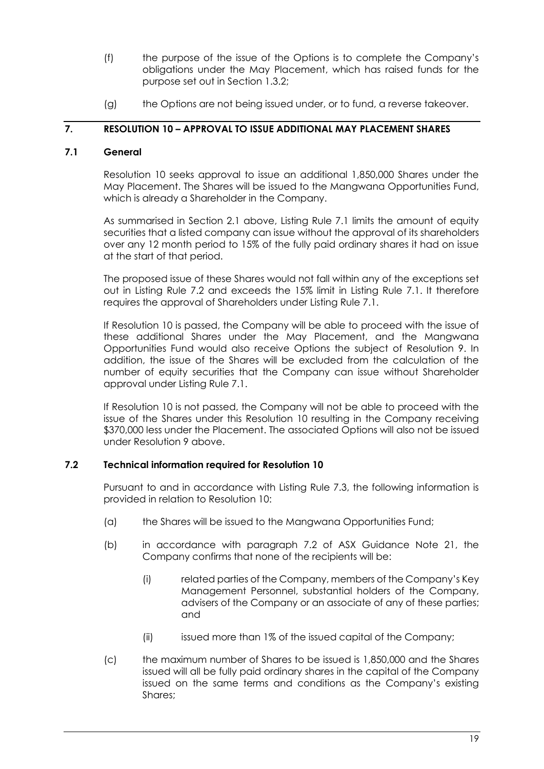(f) the purpose of the issue of the Options is to complete the Company's obligations under the May Placement, which has raised funds for the purpose set out in Section 1.3.2;

(g) the Options are not being issued under, or to fund, a reverse takeover.

## 7. RESOLUTION 10 – APPROVAL TO ISSUE ADDITIONAL MAY PLACEMENT SHARES

### 7.1 General

Resolution 10 seeks approval to issue an additional 1,850,000 Shares under the May Placement. The Shares will be issued to the Mangwana Opportunities Fund, which is already a Shareholder in the Company.

As summarised in Section 2.1 above, Listing Rule 7.1 limits the amount of equity securities that a listed company can issue without the approval of its shareholders over any 12 month period to 15% of the fully paid ordinary shares it had on issue at the start of that period.

The proposed issue of these Shares would not fall within any of the exceptions set out in Listing Rule 7.2 and exceeds the 15% limit in Listing Rule 7.1. It therefore requires the approval of Shareholders under Listing Rule 7.1.

If Resolution 10 is passed, the Company will be able to proceed with the issue of these additional Shares under the May Placement, and the Mangwana Opportunities Fund would also receive Options the subject of Resolution 9. In addition, the issue of the Shares will be excluded from the calculation of the number of equity securities that the Company can issue without Shareholder approval under Listing Rule 7.1.

If Resolution 10 is not passed, the Company will not be able to proceed with the issue of the Shares under this Resolution 10 resulting in the Company receiving $370,000 less under the Placement. The associated Options will also not be issued under Resolution 9 above.

### 7.2 Technical information required for Resolution 10

Pursuant to and in accordance with Listing Rule 7.3, the following information is provided in relation to Resolution 10:

(a) the Shares will be issued to the Mangwana Opportunities Fund;

(b) in accordance with paragraph 7.2 of ASX Guidance Note 21, the Company confirms that none of the recipients will be:

   (i) related parties of the Company, members of the Company's Key Management Personnel, substantial holders of the Company, advisers of the Company or an associate of any of these parties; and

   (ii) issued more than 1% of the issued capital of the Company;

(c) the maximum number of Shares to be issued is 1,850,000 and the Shares issued will all be fully paid ordinary shares in the capital of the Company issued on the same terms and conditions as the Company's existing Shares;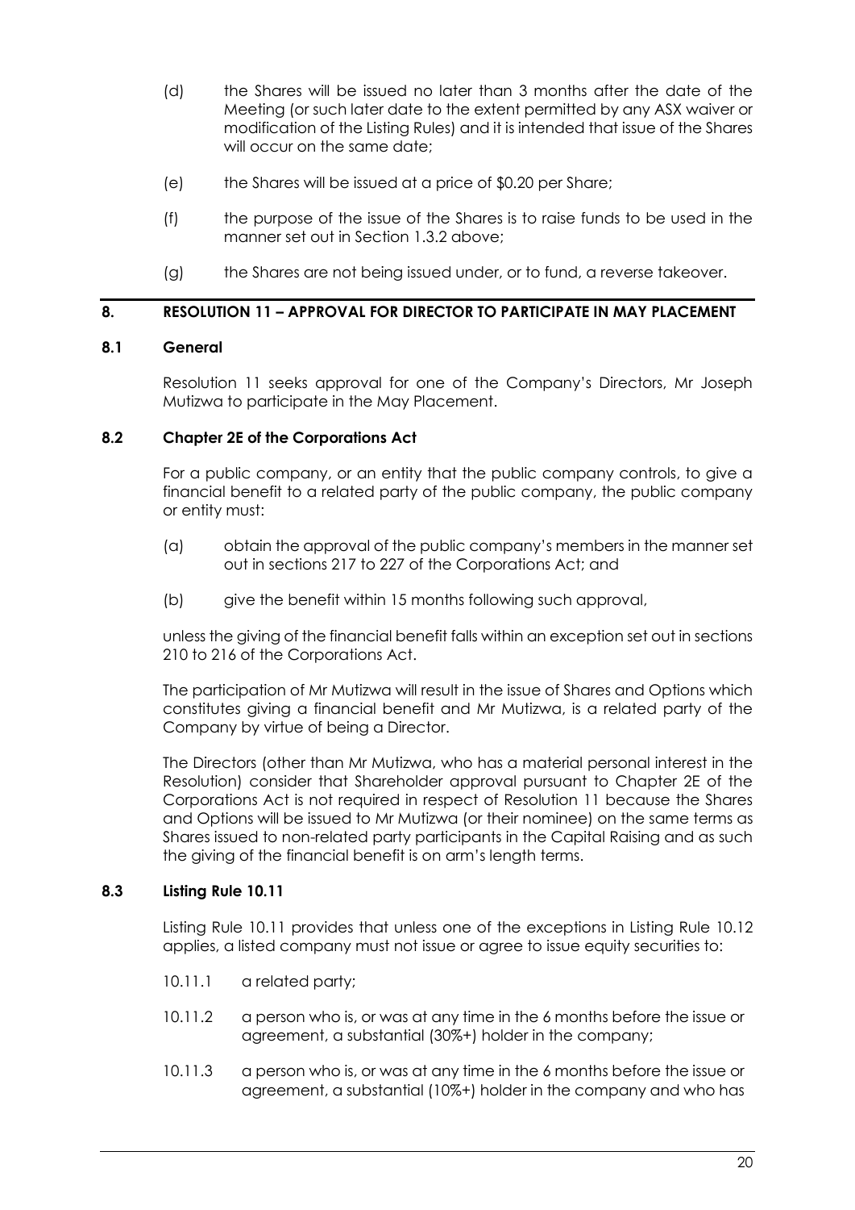(d) the Shares will be issued no later than 3 months after the date of the Meeting (or such later date to the extent permitted by any ASX waiver or modification of the Listing Rules) and it is intended that issue of the Shares will occur on the same date;

(e) the Shares will be issued at a price of $0.20 per Share;

(f) the purpose of the issue of the Shares is to raise funds to be used in the manner set out in Section 1.3.2 above;

(g) the Shares are not being issued under, or to fund, a reverse takeover.

## 8. RESOLUTION 11 – APPROVAL FOR DIRECTOR TO PARTICIPATE IN MAY PLACEMENT

### 8.1 General

Resolution 11 seeks approval for one of the Company's Directors, Mr Joseph Mutizwa to participate in the May Placement.

### 8.2 Chapter 2E of the Corporations Act

For a public company, or an entity that the public company controls, to give a financial benefit to a related party of the public company, the public company or entity must:

(a) obtain the approval of the public company's members in the manner set out in sections 217 to 227 of the Corporations Act; and

(b) give the benefit within 15 months following such approval,

unless the giving of the financial benefit falls within an exception set out in sections 210 to 216 of the Corporations Act.

The participation of Mr Mutizwa will result in the issue of Shares and Options which constitutes giving a financial benefit and Mr Mutizwa, is a related party of the Company by virtue of being a Director.

The Directors (other than Mr Mutizwa, who has a material personal interest in the Resolution) consider that Shareholder approval pursuant to Chapter 2E of the Corporations Act is not required in respect of Resolution 11 because the Shares and Options will be issued to Mr Mutizwa (or their nominee) on the same terms as Shares issued to non-related party participants in the Capital Raising and as such the giving of the financial benefit is on arm's length terms.

### 8.3 Listing Rule 10.11

Listing Rule 10.11 provides that unless one of the exceptions in Listing Rule 10.12 applies, a listed company must not issue or agree to issue equity securities to:

10.11.1 a related party;

10.11.2 a person who is, or was at any time in the 6 months before the issue or agreement, a substantial (30%+) holder in the company;

10.11.3 a person who is, or was at any time in the 6 months before the issue or agreement, a substantial (10%+) holder in the company and who has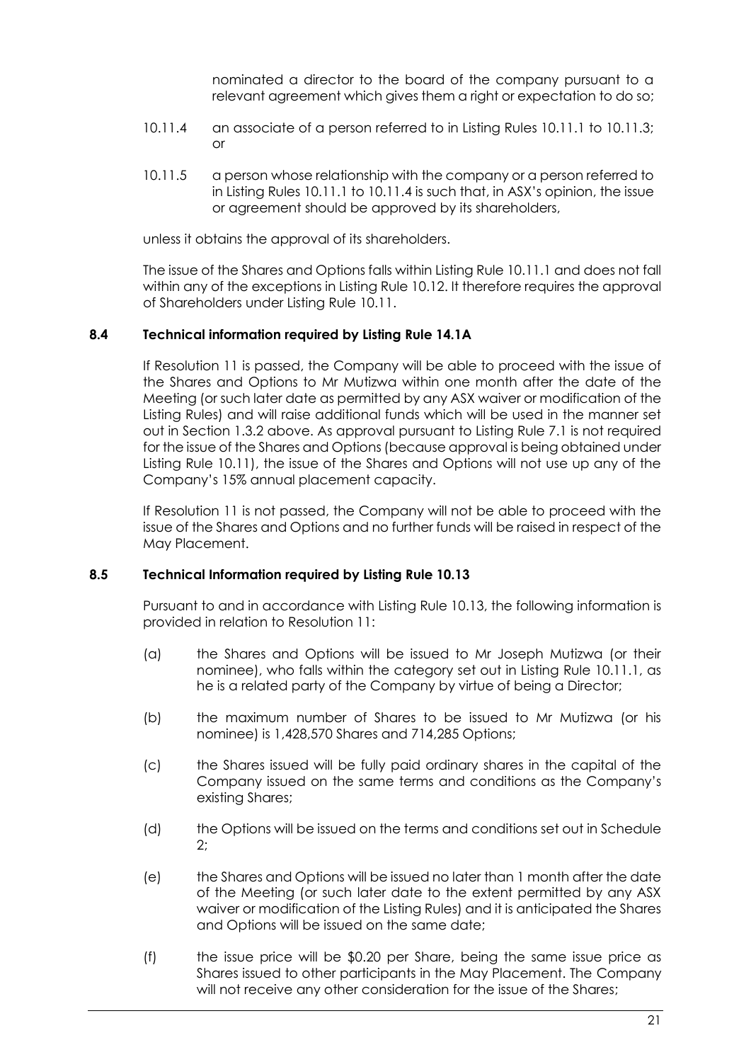nominated a director to the board of the company pursuant to a relevant agreement which gives them a right or expectation to do so;

10.11.4 an associate of a person referred to in Listing Rules 10.11.1 to 10.11.3; or

10.11.5 a person whose relationship with the company or a person referred to in Listing Rules 10.11.1 to 10.11.4 is such that, in ASX's opinion, the issue or agreement should be approved by its shareholders,

unless it obtains the approval of its shareholders.

The issue of the Shares and Options falls within Listing Rule 10.11.1 and does not fall within any of the exceptions in Listing Rule 10.12. It therefore requires the approval of Shareholders under Listing Rule 10.11.

### 8.4 Technical information required by Listing Rule 14.1A

If Resolution 11 is passed, the Company will be able to proceed with the issue of the Shares and Options to Mr Mutizwa within one month after the date of the Meeting (or such later date as permitted by any ASX waiver or modification of the Listing Rules) and will raise additional funds which will be used in the manner set out in Section 1.3.2 above. As approval pursuant to Listing Rule 7.1 is not required for the issue of the Shares and Options (because approval is being obtained under Listing Rule 10.11), the issue of the Shares and Options will not use up any of the Company's 15% annual placement capacity.

If Resolution 11 is not passed, the Company will not be able to proceed with the issue of the Shares and Options and no further funds will be raised in respect of the May Placement.

### 8.5 Technical Information required by Listing Rule 10.13

Pursuant to and in accordance with Listing Rule 10.13, the following information is provided in relation to Resolution 11:

(a) the Shares and Options will be issued to Mr Joseph Mutizwa (or their nominee), who falls within the category set out in Listing Rule 10.11.1, as he is a related party of the Company by virtue of being a Director;

(b) the maximum number of Shares to be issued to Mr Mutizwa (or his nominee) is 1,428,570 Shares and 714,285 Options;

(c) the Shares issued will be fully paid ordinary shares in the capital of the Company issued on the same terms and conditions as the Company's existing Shares;

(d) the Options will be issued on the terms and conditions set out in Schedule 2;

(e) the Shares and Options will be issued no later than 1 month after the date of the Meeting (or such later date to the extent permitted by any ASX waiver or modification of the Listing Rules) and it is anticipated the Shares and Options will be issued on the same date;

(f) the issue price will be $0.20 per Share, being the same issue price as Shares issued to other participants in the May Placement. The Company will not receive any other consideration for the issue of the Shares;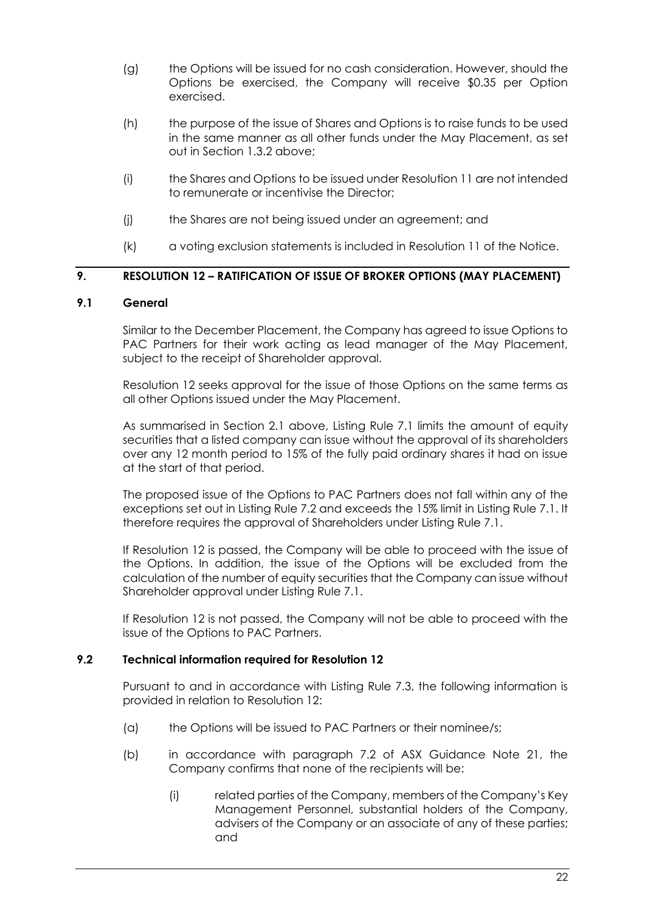(g) the Options will be issued for no cash consideration. However, should the Options be exercised, the Company will receive $0.35 per Option exercised.

(h) the purpose of the issue of Shares and Options is to raise funds to be used in the same manner as all other funds under the May Placement, as set out in Section 1.3.2 above;

(i) the Shares and Options to be issued under Resolution 11 are not intended to remunerate or incentivise the Director;

(j) the Shares are not being issued under an agreement; and

(k) a voting exclusion statements is included in Resolution 11 of the Notice.

## 9. RESOLUTION 12 – RATIFICATION OF ISSUE OF BROKER OPTIONS (MAY PLACEMENT)

### 9.1 General

Similar to the December Placement, the Company has agreed to issue Options to PAC Partners for their work acting as lead manager of the May Placement, subject to the receipt of Shareholder approval.

Resolution 12 seeks approval for the issue of those Options on the same terms as all other Options issued under the May Placement.

As summarised in Section 2.1 above, Listing Rule 7.1 limits the amount of equity securities that a listed company can issue without the approval of its shareholders over any 12 month period to 15% of the fully paid ordinary shares it had on issue at the start of that period.

The proposed issue of the Options to PAC Partners does not fall within any of the exceptions set out in Listing Rule 7.2 and exceeds the 15% limit in Listing Rule 7.1. It therefore requires the approval of Shareholders under Listing Rule 7.1.

If Resolution 12 is passed, the Company will be able to proceed with the issue of the Options. In addition, the issue of the Options will be excluded from the calculation of the number of equity securities that the Company can issue without Shareholder approval under Listing Rule 7.1.

If Resolution 12 is not passed, the Company will not be able to proceed with the issue of the Options to PAC Partners.

### 9.2 Technical information required for Resolution 12

Pursuant to and in accordance with Listing Rule 7.3, the following information is provided in relation to Resolution 12:

(a) the Options will be issued to PAC Partners or their nominee/s;

(b) in accordance with paragraph 7.2 of ASX Guidance Note 21, the Company confirms that none of the recipients will be:

   (i) related parties of the Company, members of the Company's Key Management Personnel, substantial holders of the Company, advisers of the Company or an associate of any of these parties; and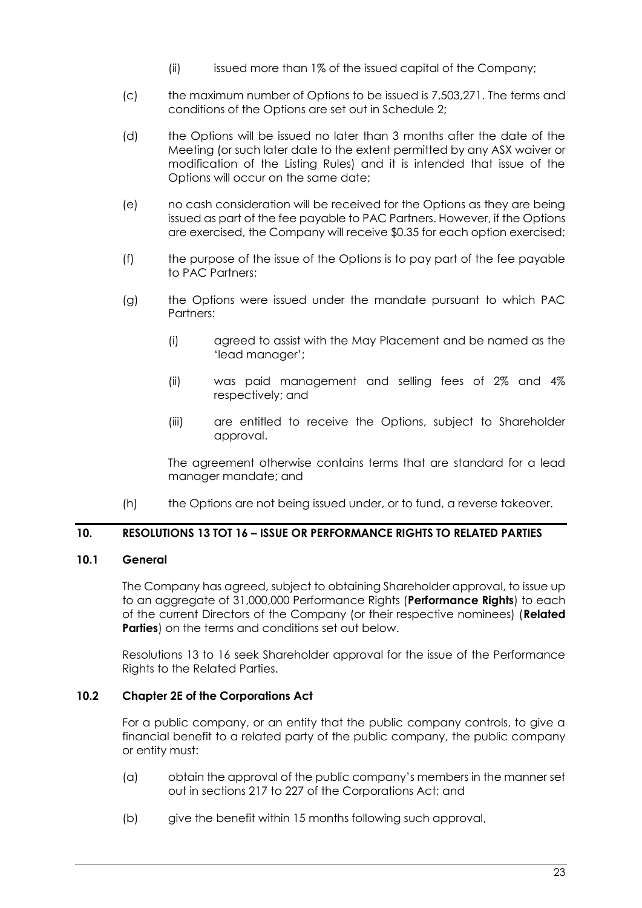(ii) issued more than 1% of the issued capital of the Company;

(c) the maximum number of Options to be issued is 7,503,271. The terms and conditions of the Options are set out in Schedule 2;

(d) the Options will be issued no later than 3 months after the date of the Meeting (or such later date to the extent permitted by any ASX waiver or modification of the Listing Rules) and it is intended that issue of the Options will occur on the same date;

(e) no cash consideration will be received for the Options as they are being issued as part of the fee payable to PAC Partners. However, if the Options are exercised, the Company will receive $0.35 for each option exercised;

(f) the purpose of the issue of the Options is to pay part of the fee payable to PAC Partners;

(g) the Options were issued under the mandate pursuant to which PAC Partners:

   (i) agreed to assist with the May Placement and be named as the 'lead manager';

   (ii) was paid management and selling fees of 2% and 4% respectively; and

   (iii) are entitled to receive the Options, subject to Shareholder approval.

   The agreement otherwise contains terms that are standard for a lead manager mandate; and

(h) the Options are not being issued under, or to fund, a reverse takeover.

## 10. RESOLUTIONS 13 TOT 16 – ISSUE OR PERFORMANCE RIGHTS TO RELATED PARTIES

### 10.1 General

The Company has agreed, subject to obtaining Shareholder approval, to issue up to an aggregate of 31,000,000 Performance Rights (**Performance Rights**) to each of the current Directors of the Company (or their respective nominees) (**Related Parties**) on the terms and conditions set out below.

Resolutions 13 to 16 seek Shareholder approval for the issue of the Performance Rights to the Related Parties.

### 10.2 Chapter 2E of the Corporations Act

For a public company, or an entity that the public company controls, to give a financial benefit to a related party of the public company, the public company or entity must:

(a) obtain the approval of the public company's members in the manner set out in sections 217 to 227 of the Corporations Act; and

(b) give the benefit within 15 months following such approval,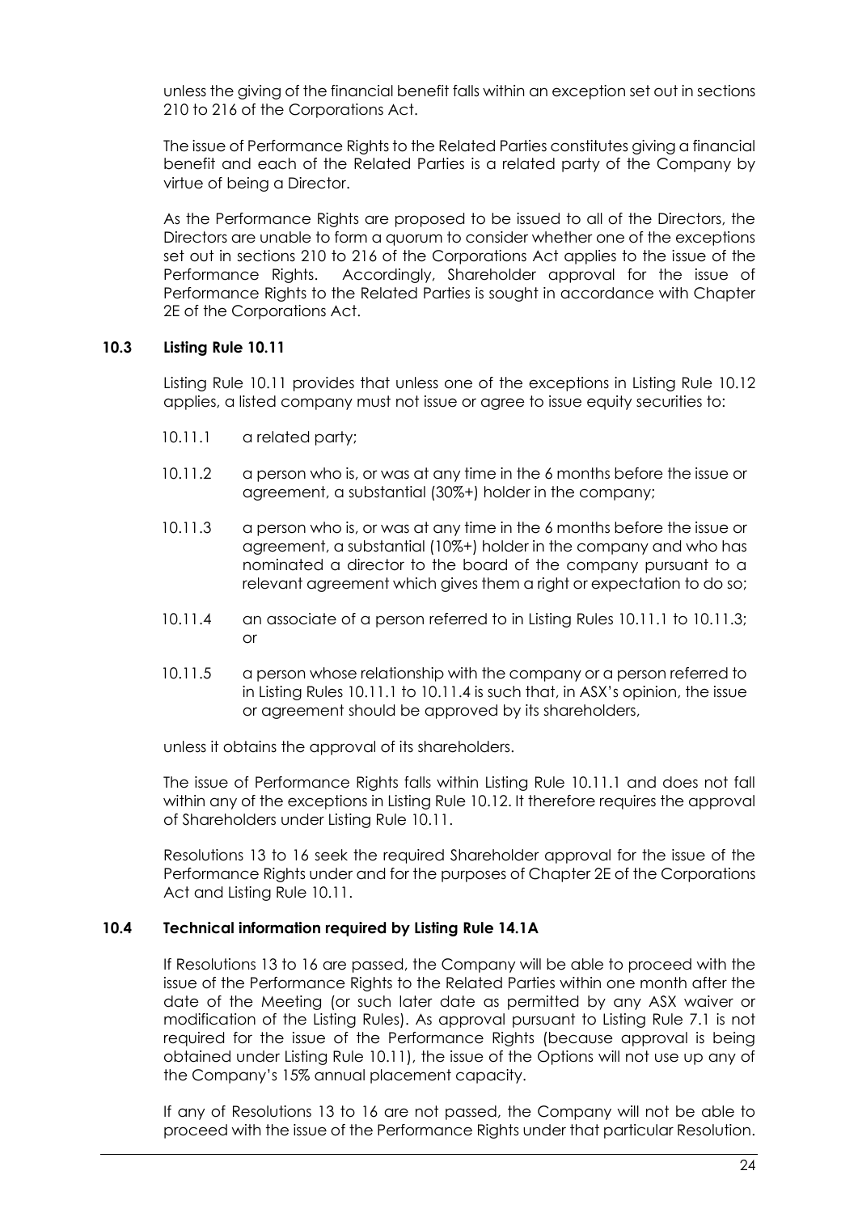unless the giving of the financial benefit falls within an exception set out in sections 210 to 216 of the Corporations Act.

The issue of Performance Rights to the Related Parties constitutes giving a financial benefit and each of the Related Parties is a related party of the Company by virtue of being a Director.

As the Performance Rights are proposed to be issued to all of the Directors, the Directors are unable to form a quorum to consider whether one of the exceptions set out in sections 210 to 216 of the Corporations Act applies to the issue of the Performance Rights. Accordingly, Shareholder approval for the issue of Performance Rights to the Related Parties is sought in accordance with Chapter 2E of the Corporations Act.

### 10.3 Listing Rule 10.11

Listing Rule 10.11 provides that unless one of the exceptions in Listing Rule 10.12 applies, a listed company must not issue or agree to issue equity securities to:

10.11.1 a related party;

10.11.2 a person who is, or was at any time in the 6 months before the issue or agreement, a substantial (30%+) holder in the company;

10.11.3 a person who is, or was at any time in the 6 months before the issue or agreement, a substantial (10%+) holder in the company and who has nominated a director to the board of the company pursuant to a relevant agreement which gives them a right or expectation to do so;

10.11.4 an associate of a person referred to in Listing Rules 10.11.1 to 10.11.3; or

10.11.5 a person whose relationship with the company or a person referred to in Listing Rules 10.11.1 to 10.11.4 is such that, in ASX's opinion, the issue or agreement should be approved by its shareholders,

unless it obtains the approval of its shareholders.

The issue of Performance Rights falls within Listing Rule 10.11.1 and does not fall within any of the exceptions in Listing Rule 10.12. It therefore requires the approval of Shareholders under Listing Rule 10.11.

Resolutions 13 to 16 seek the required Shareholder approval for the issue of the Performance Rights under and for the purposes of Chapter 2E of the Corporations Act and Listing Rule 10.11.

### 10.4 Technical information required by Listing Rule 14.1A

If Resolutions 13 to 16 are passed, the Company will be able to proceed with the issue of the Performance Rights to the Related Parties within one month after the date of the Meeting (or such later date as permitted by any ASX waiver or modification of the Listing Rules). As approval pursuant to Listing Rule 7.1 is not required for the issue of the Performance Rights (because approval is being obtained under Listing Rule 10.11), the issue of the Options will not use up any of the Company's 15% annual placement capacity.

If any of Resolutions 13 to 16 are not passed, the Company will not be able to proceed with the issue of the Performance Rights under that particular Resolution.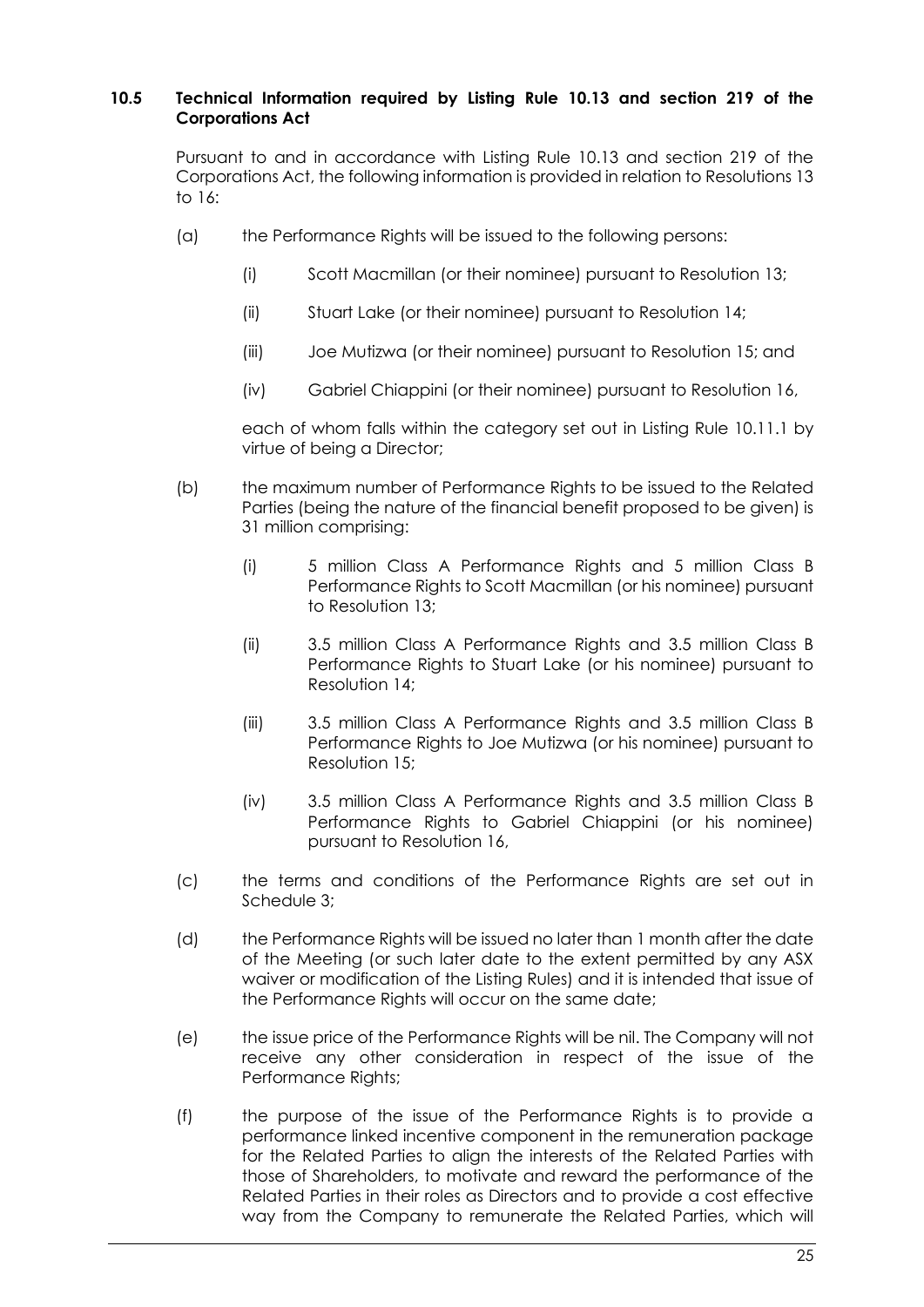### 10.5 Technical Information required by Listing Rule 10.13 and section 219 of the Corporations Act

Pursuant to and in accordance with Listing Rule 10.13 and section 219 of the Corporations Act, the following information is provided in relation to Resolutions 13 to 16:

(a) the Performance Rights will be issued to the following persons:

(i) Scott Macmillan (or their nominee) pursuant to Resolution 13;

(ii) Stuart Lake (or their nominee) pursuant to Resolution 14;

(iii) Joe Mutizwa (or their nominee) pursuant to Resolution 15; and

(iv) Gabriel Chiappini (or their nominee) pursuant to Resolution 16,

each of whom falls within the category set out in Listing Rule 10.11.1 by virtue of being a Director;

(b) the maximum number of Performance Rights to be issued to the Related Parties (being the nature of the financial benefit proposed to be given) is 31 million comprising:

(i) 5 million Class A Performance Rights and 5 million Class B Performance Rights to Scott Macmillan (or his nominee) pursuant to Resolution 13;

(ii) 3.5 million Class A Performance Rights and 3.5 million Class B Performance Rights to Stuart Lake (or his nominee) pursuant to Resolution 14;

(iii) 3.5 million Class A Performance Rights and 3.5 million Class B Performance Rights to Joe Mutizwa (or his nominee) pursuant to Resolution 15;

(iv) 3.5 million Class A Performance Rights and 3.5 million Class B Performance Rights to Gabriel Chiappini (or his nominee) pursuant to Resolution 16,

(c) the terms and conditions of the Performance Rights are set out in Schedule 3;

(d) the Performance Rights will be issued no later than 1 month after the date of the Meeting (or such later date to the extent permitted by any ASX waiver or modification of the Listing Rules) and it is intended that issue of the Performance Rights will occur on the same date;

(e) the issue price of the Performance Rights will be nil. The Company will not receive any other consideration in respect of the issue of the Performance Rights;

(f) the purpose of the issue of the Performance Rights is to provide a performance linked incentive component in the remuneration package for the Related Parties to align the interests of the Related Parties with those of Shareholders, to motivate and reward the performance of the Related Parties in their roles as Directors and to provide a cost effective way from the Company to remunerate the Related Parties, which will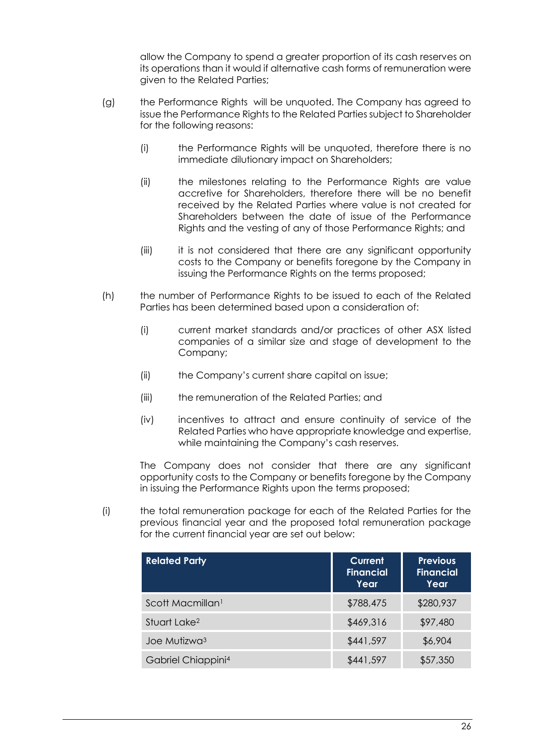allow the Company to spend a greater proportion of its cash reserves on its operations than it would if alternative cash forms of remuneration were given to the Related Parties;

(g) the Performance Rights will be unquoted. The Company has agreed to issue the Performance Rights to the Related Parties subject to Shareholder for the following reasons:

(i) the Performance Rights will be unquoted, therefore there is no immediate dilutionary impact on Shareholders;

(ii) the milestones relating to the Performance Rights are value accretive for Shareholders, therefore there will be no benefit received by the Related Parties where value is not created for Shareholders between the date of issue of the Performance Rights and the vesting of any of those Performance Rights; and

(iii) it is not considered that there are any significant opportunity costs to the Company or benefits foregone by the Company in issuing the Performance Rights on the terms proposed;

(h) the number of Performance Rights to be issued to each of the Related Parties has been determined based upon a consideration of:

(i) current market standards and/or practices of other ASX listed companies of a similar size and stage of development to the Company;

(ii) the Company's current share capital on issue;

(iii) the remuneration of the Related Parties; and

(iv) incentives to attract and ensure continuity of service of the Related Parties who have appropriate knowledge and expertise, while maintaining the Company's cash reserves.

The Company does not consider that there are any significant opportunity costs to the Company or benefits foregone by the Company in issuing the Performance Rights upon the terms proposed;

(i) the total remuneration package for each of the Related Parties for the previous financial year and the proposed total remuneration package for the current financial year are set out below:

| Related Party | Current Financial Year | Previous Financial Year |
|---|---|---|
| Scott Macmillan[1] | $788,475 | $280,937 |
| Stuart Lake[2] | $469,316 | $97,480 |
| Joe Mutizwa[3] | $441,597 | $6,904 |
| Gabriel Chiappini[4] | $441,597 | $57,350 |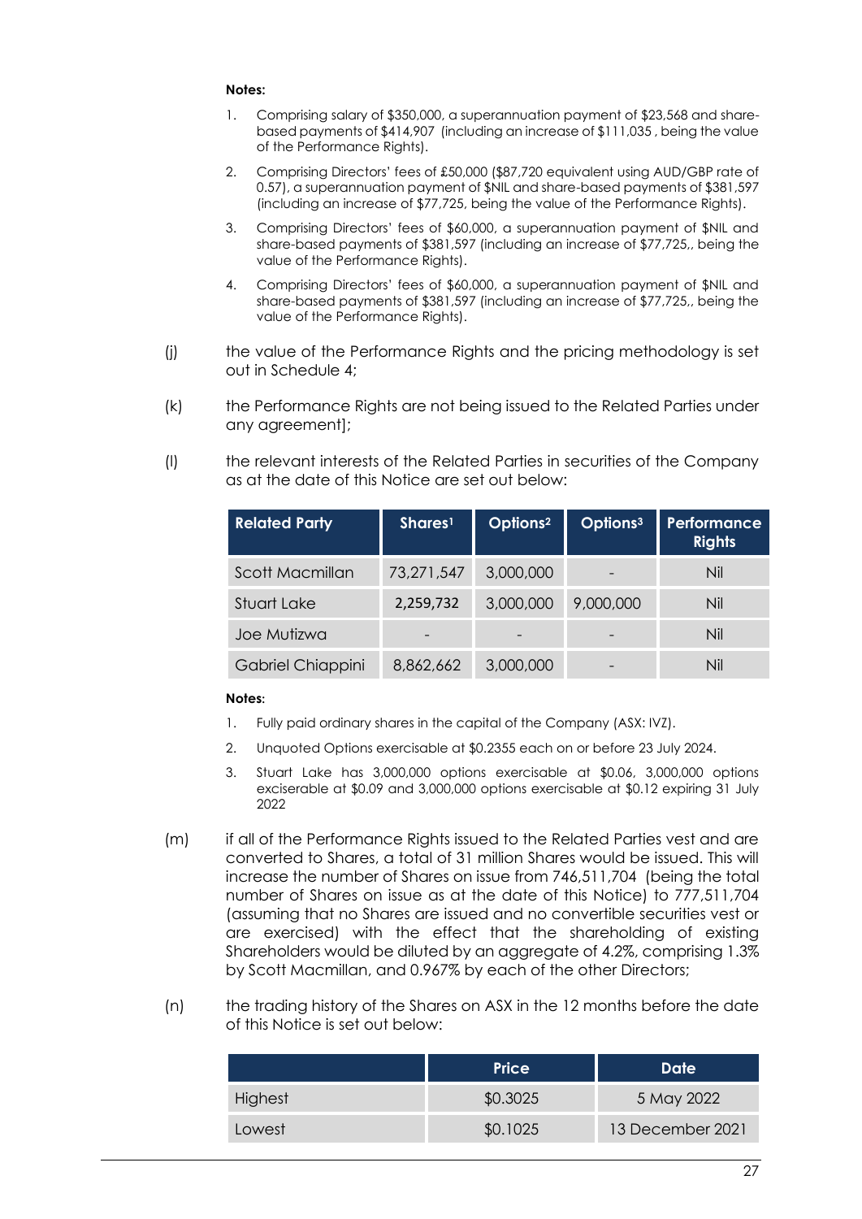**Notes:**

1. Comprising salary of $350,000, a superannuation payment of $23,568 and share-based payments of $414,907 (including an increase of $111,035 , being the value of the Performance Rights).
2. Comprising Directors' fees of £50,000 ($87,720 equivalent using AUD/GBP rate of 0.57), a superannuation payment of $NIL and share-based payments of $381,597 (including an increase of $77,725, being the value of the Performance Rights).
3. Comprising Directors' fees of $60,000, a superannuation payment of $NIL and share-based payments of $381,597 (including an increase of $77,725,, being the value of the Performance Rights).
4. Comprising Directors' fees of $60,000, a superannuation payment of $NIL and share-based payments of $381,597 (including an increase of $77,725,, being the value of the Performance Rights).

(j) the value of the Performance Rights and the pricing methodology is set out in Schedule 4;

(k) the Performance Rights are not being issued to the Related Parties under any agreement];

(l) the relevant interests of the Related Parties in securities of the Company as at the date of this Notice are set out below:

| Related Party | Shares[1] | Options[2] | Options[3] | Performance Rights |
|---|---|---|---|---|
| Scott Macmillan | 73,271,547 | 3,000,000 | - | Nil |
| Stuart Lake | 2,259,732 | 3,000,000 | 9,000,000 | Nil |
| Joe Mutizwa | - | - | - | Nil |
| Gabriel Chiappini | 8,862,662 | 3,000,000 | - | Nil |

**Notes:**

1. Fully paid ordinary shares in the capital of the Company (ASX: IVZ).
2. Unquoted Options exercisable at $0.2355 each on or before 23 July 2024.
3. Stuart Lake has 3,000,000 options exercisable at $0.06, 3,000,000 options exciserable at $0.09 and 3,000,000 options exercisable at $0.12 expiring 31 July 2022

(m) if all of the Performance Rights issued to the Related Parties vest and are converted to Shares, a total of 31 million Shares would be issued. This will increase the number of Shares on issue from 746,511,704 (being the total number of Shares on issue as at the date of this Notice) to 777,511,704 (assuming that no Shares are issued and no convertible securities vest or are exercised) with the effect that the shareholding of existing Shareholders would be diluted by an aggregate of 4.2%, comprising 1.3% by Scott Macmillan, and 0.967% by each of the other Directors;

(n) the trading history of the Shares on ASX in the 12 months before the date of this Notice is set out below:

| | Price | Date |
|---|---|---|
| Highest | $0.3025 | 5 May 2022 |
| Lowest | $0.1025 | 13 December 2021 |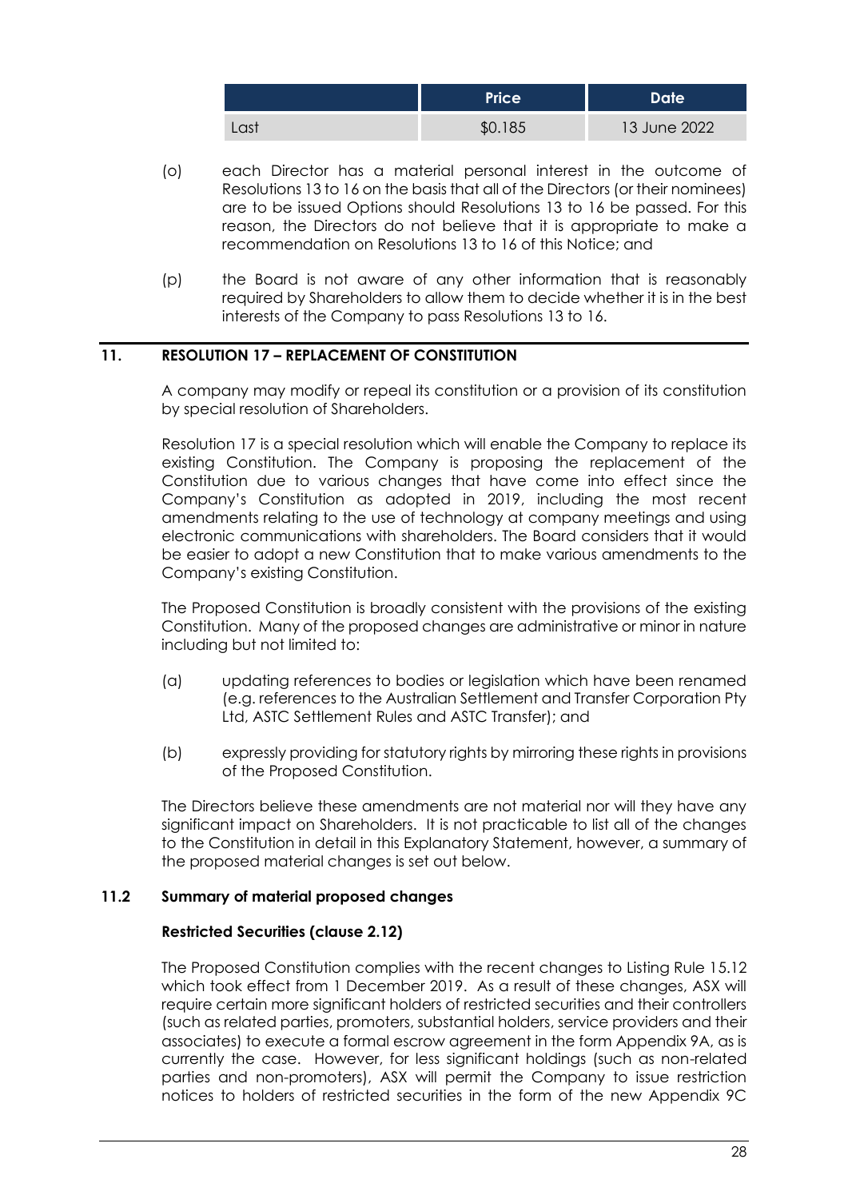|  | Price | Date |
| --- | --- | --- |
| Last | $0.185 | 13 June 2022 |

(o) each Director has a material personal interest in the outcome of Resolutions 13 to 16 on the basis that all of the Directors (or their nominees) are to be issued Options should Resolutions 13 to 16 be passed. For this reason, the Directors do not believe that it is appropriate to make a recommendation on Resolutions 13 to 16 of this Notice; and

(p) the Board is not aware of any other information that is reasonably required by Shareholders to allow them to decide whether it is in the best interests of the Company to pass Resolutions 13 to 16.

## 11. RESOLUTION 17 – REPLACEMENT OF CONSTITUTION

A company may modify or repeal its constitution or a provision of its constitution by special resolution of Shareholders.

Resolution 17 is a special resolution which will enable the Company to replace its existing Constitution. The Company is proposing the replacement of the Constitution due to various changes that have come into effect since the Company's Constitution as adopted in 2019, including the most recent amendments relating to the use of technology at company meetings and using electronic communications with shareholders. The Board considers that it would be easier to adopt a new Constitution that to make various amendments to the Company's existing Constitution.

The Proposed Constitution is broadly consistent with the provisions of the existing Constitution. Many of the proposed changes are administrative or minor in nature including but not limited to:

(a) updating references to bodies or legislation which have been renamed (e.g. references to the Australian Settlement and Transfer Corporation Pty Ltd, ASTC Settlement Rules and ASTC Transfer); and

(b) expressly providing for statutory rights by mirroring these rights in provisions of the Proposed Constitution.

The Directors believe these amendments are not material nor will they have any significant impact on Shareholders. It is not practicable to list all of the changes to the Constitution in detail in this Explanatory Statement, however, a summary of the proposed material changes is set out below.

### 11.2 Summary of material proposed changes

**Restricted Securities (clause 2.12)**

The Proposed Constitution complies with the recent changes to Listing Rule 15.12 which took effect from 1 December 2019. As a result of these changes, ASX will require certain more significant holders of restricted securities and their controllers (such as related parties, promoters, substantial holders, service providers and their associates) to execute a formal escrow agreement in the form Appendix 9A, as is currently the case. However, for less significant holdings (such as non-related parties and non-promoters), ASX will permit the Company to issue restriction notices to holders of restricted securities in the form of the new Appendix 9C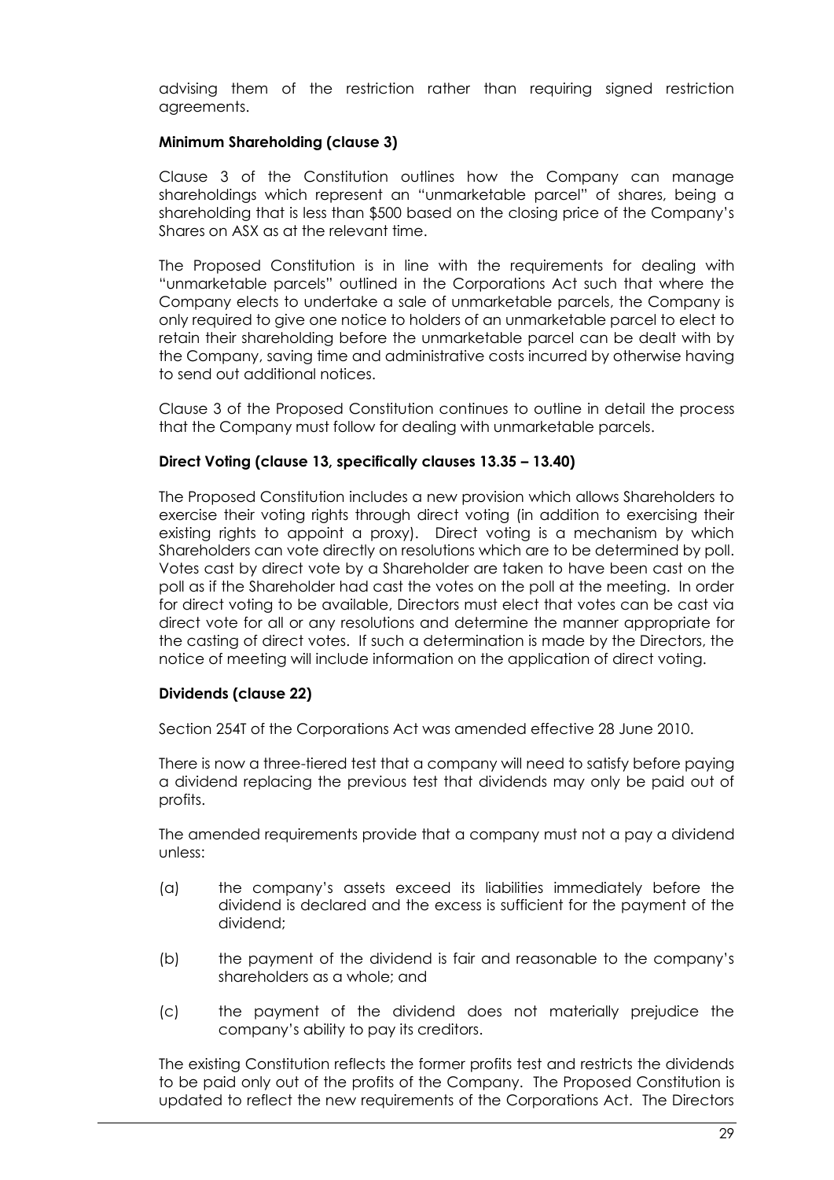advising them of the restriction rather than requiring signed restriction agreements.

**Minimum Shareholding (clause 3)**

Clause 3 of the Constitution outlines how the Company can manage shareholdings which represent an "unmarketable parcel" of shares, being a shareholding that is less than $500 based on the closing price of the Company's Shares on ASX as at the relevant time.

The Proposed Constitution is in line with the requirements for dealing with "unmarketable parcels" outlined in the Corporations Act such that where the Company elects to undertake a sale of unmarketable parcels, the Company is only required to give one notice to holders of an unmarketable parcel to elect to retain their shareholding before the unmarketable parcel can be dealt with by the Company, saving time and administrative costs incurred by otherwise having to send out additional notices.

Clause 3 of the Proposed Constitution continues to outline in detail the process that the Company must follow for dealing with unmarketable parcels.

**Direct Voting (clause 13, specifically clauses 13.35 – 13.40)**

The Proposed Constitution includes a new provision which allows Shareholders to exercise their voting rights through direct voting (in addition to exercising their existing rights to appoint a proxy). Direct voting is a mechanism by which Shareholders can vote directly on resolutions which are to be determined by poll. Votes cast by direct vote by a Shareholder are taken to have been cast on the poll as if the Shareholder had cast the votes on the poll at the meeting. In order for direct voting to be available, Directors must elect that votes can be cast via direct vote for all or any resolutions and determine the manner appropriate for the casting of direct votes. If such a determination is made by the Directors, the notice of meeting will include information on the application of direct voting.

**Dividends (clause 22)**

Section 254T of the Corporations Act was amended effective 28 June 2010.

There is now a three-tiered test that a company will need to satisfy before paying a dividend replacing the previous test that dividends may only be paid out of profits.

The amended requirements provide that a company must not a pay a dividend unless:

(a) the company's assets exceed its liabilities immediately before the dividend is declared and the excess is sufficient for the payment of the dividend;

(b) the payment of the dividend is fair and reasonable to the company's shareholders as a whole; and

(c) the payment of the dividend does not materially prejudice the company's ability to pay its creditors.

The existing Constitution reflects the former profits test and restricts the dividends to be paid only out of the profits of the Company. The Proposed Constitution is updated to reflect the new requirements of the Corporations Act. The Directors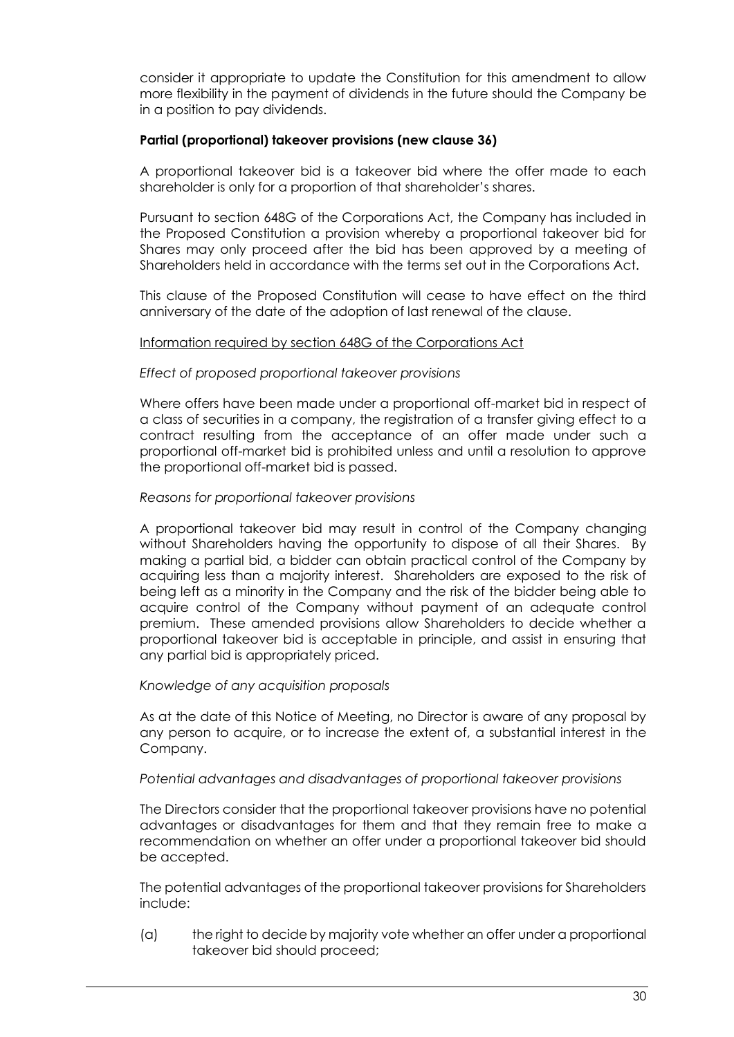consider it appropriate to update the Constitution for this amendment to allow more flexibility in the payment of dividends in the future should the Company be in a position to pay dividends.

**Partial (proportional) takeover provisions (new clause 36)**

A proportional takeover bid is a takeover bid where the offer made to each shareholder is only for a proportion of that shareholder's shares.

Pursuant to section 648G of the Corporations Act, the Company has included in the Proposed Constitution a provision whereby a proportional takeover bid for Shares may only proceed after the bid has been approved by a meeting of Shareholders held in accordance with the terms set out in the Corporations Act.

This clause of the Proposed Constitution will cease to have effect on the third anniversary of the date of the adoption of last renewal of the clause.

<u>Information required by section 648G of the Corporations Act</u>

*Effect of proposed proportional takeover provisions*

Where offers have been made under a proportional off-market bid in respect of a class of securities in a company, the registration of a transfer giving effect to a contract resulting from the acceptance of an offer made under such a proportional off-market bid is prohibited unless and until a resolution to approve the proportional off-market bid is passed.

*Reasons for proportional takeover provisions*

A proportional takeover bid may result in control of the Company changing without Shareholders having the opportunity to dispose of all their Shares. By making a partial bid, a bidder can obtain practical control of the Company by acquiring less than a majority interest. Shareholders are exposed to the risk of being left as a minority in the Company and the risk of the bidder being able to acquire control of the Company without payment of an adequate control premium. These amended provisions allow Shareholders to decide whether a proportional takeover bid is acceptable in principle, and assist in ensuring that any partial bid is appropriately priced.

*Knowledge of any acquisition proposals*

As at the date of this Notice of Meeting, no Director is aware of any proposal by any person to acquire, or to increase the extent of, a substantial interest in the Company.

*Potential advantages and disadvantages of proportional takeover provisions*

The Directors consider that the proportional takeover provisions have no potential advantages or disadvantages for them and that they remain free to make a recommendation on whether an offer under a proportional takeover bid should be accepted.

The potential advantages of the proportional takeover provisions for Shareholders include:

(a) the right to decide by majority vote whether an offer under a proportional takeover bid should proceed;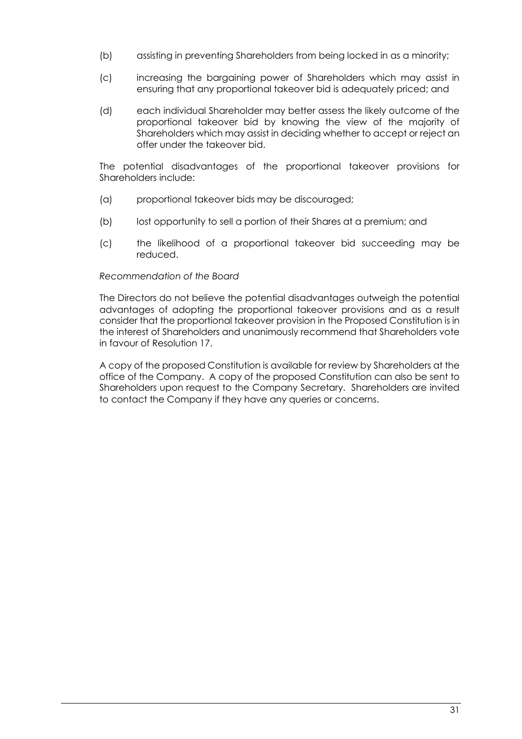(b) assisting in preventing Shareholders from being locked in as a minority;

(c) increasing the bargaining power of Shareholders which may assist in ensuring that any proportional takeover bid is adequately priced; and

(d) each individual Shareholder may better assess the likely outcome of the proportional takeover bid by knowing the view of the majority of Shareholders which may assist in deciding whether to accept or reject an offer under the takeover bid.

The potential disadvantages of the proportional takeover provisions for Shareholders include:

(a) proportional takeover bids may be discouraged;

(b) lost opportunity to sell a portion of their Shares at a premium; and

(c) the likelihood of a proportional takeover bid succeeding may be reduced.

*Recommendation of the Board*

The Directors do not believe the potential disadvantages outweigh the potential advantages of adopting the proportional takeover provisions and as a result consider that the proportional takeover provision in the Proposed Constitution is in the interest of Shareholders and unanimously recommend that Shareholders vote in favour of Resolution 17.

A copy of the proposed Constitution is available for review by Shareholders at the office of the Company. A copy of the proposed Constitution can also be sent to Shareholders upon request to the Company Secretary. Shareholders are invited to contact the Company if they have any queries or concerns.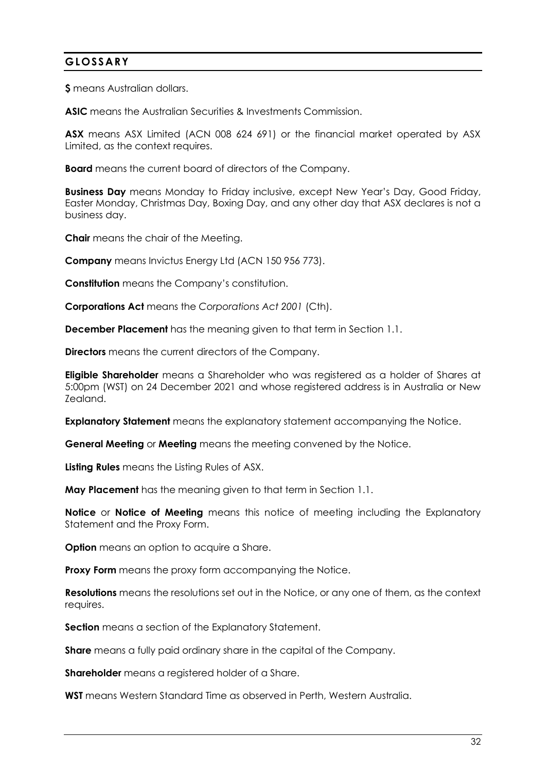## GLOSSARY

**$** means Australian dollars.

**ASIC** means the Australian Securities & Investments Commission.

**ASX** means ASX Limited (ACN 008 624 691) or the financial market operated by ASX Limited, as the context requires.

**Board** means the current board of directors of the Company.

**Business Day** means Monday to Friday inclusive, except New Year's Day, Good Friday, Easter Monday, Christmas Day, Boxing Day, and any other day that ASX declares is not a business day.

**Chair** means the chair of the Meeting.

**Company** means Invictus Energy Ltd (ACN 150 956 773).

**Constitution** means the Company's constitution.

**Corporations Act** means the *Corporations Act 2001* (Cth).

**December Placement** has the meaning given to that term in Section 1.1.

**Directors** means the current directors of the Company.

**Eligible Shareholder** means a Shareholder who was registered as a holder of Shares at 5:00pm (WST) on 24 December 2021 and whose registered address is in Australia or New Zealand.

**Explanatory Statement** means the explanatory statement accompanying the Notice.

**General Meeting** or **Meeting** means the meeting convened by the Notice.

**Listing Rules** means the Listing Rules of ASX.

**May Placement** has the meaning given to that term in Section 1.1.

**Notice** or **Notice of Meeting** means this notice of meeting including the Explanatory Statement and the Proxy Form.

**Option** means an option to acquire a Share.

**Proxy Form** means the proxy form accompanying the Notice.

**Resolutions** means the resolutions set out in the Notice, or any one of them, as the context requires.

**Section** means a section of the Explanatory Statement.

**Share** means a fully paid ordinary share in the capital of the Company.

**Shareholder** means a registered holder of a Share.

**WST** means Western Standard Time as observed in Perth, Western Australia.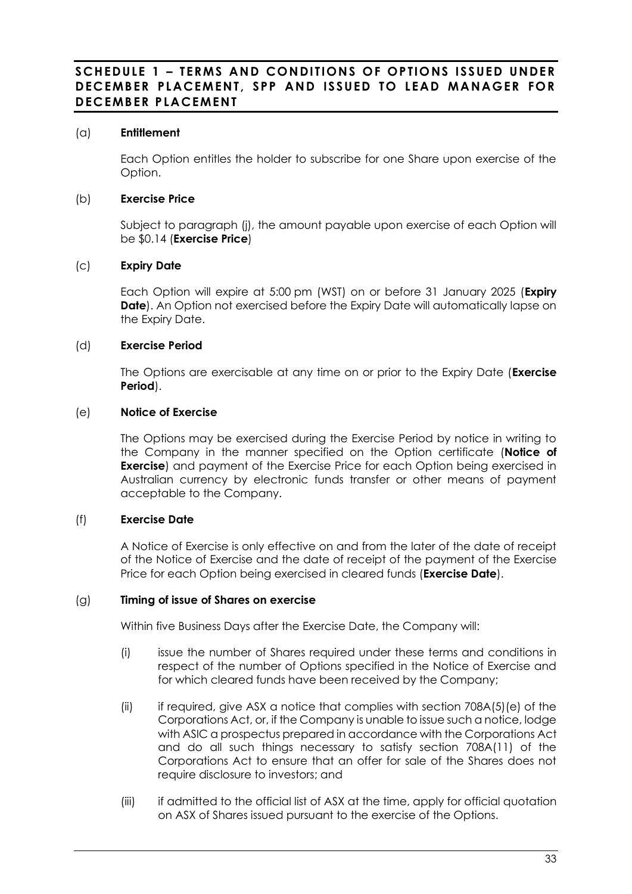## SCHEDULE 1 – TERMS AND CONDITIONS OF OPTIONS ISSUED UNDER DECEMBER PLACEMENT, SPP AND ISSUED TO LEAD MANAGER FOR DECEMBER PLACEMENT

(a) **Entitlement**

Each Option entitles the holder to subscribe for one Share upon exercise of the Option.

(b) **Exercise Price**

Subject to paragraph (j), the amount payable upon exercise of each Option will be $0.14 (**Exercise Price**)

(c) **Expiry Date**

Each Option will expire at 5:00 pm (WST) on or before 31 January 2025 (**Expiry Date**). An Option not exercised before the Expiry Date will automatically lapse on the Expiry Date.

(d) **Exercise Period**

The Options are exercisable at any time on or prior to the Expiry Date (**Exercise Period**).

(e) **Notice of Exercise**

The Options may be exercised during the Exercise Period by notice in writing to the Company in the manner specified on the Option certificate (**Notice of Exercise**) and payment of the Exercise Price for each Option being exercised in Australian currency by electronic funds transfer or other means of payment acceptable to the Company.

(f) **Exercise Date**

A Notice of Exercise is only effective on and from the later of the date of receipt of the Notice of Exercise and the date of receipt of the payment of the Exercise Price for each Option being exercised in cleared funds (**Exercise Date**).

(g) **Timing of issue of Shares on exercise**

Within five Business Days after the Exercise Date, the Company will:

(i) issue the number of Shares required under these terms and conditions in respect of the number of Options specified in the Notice of Exercise and for which cleared funds have been received by the Company;

(ii) if required, give ASX a notice that complies with section 708A(5)(e) of the Corporations Act, or, if the Company is unable to issue such a notice, lodge with ASIC a prospectus prepared in accordance with the Corporations Act and do all such things necessary to satisfy section 708A(11) of the Corporations Act to ensure that an offer for sale of the Shares does not require disclosure to investors; and

(iii) if admitted to the official list of ASX at the time, apply for official quotation on ASX of Shares issued pursuant to the exercise of the Options.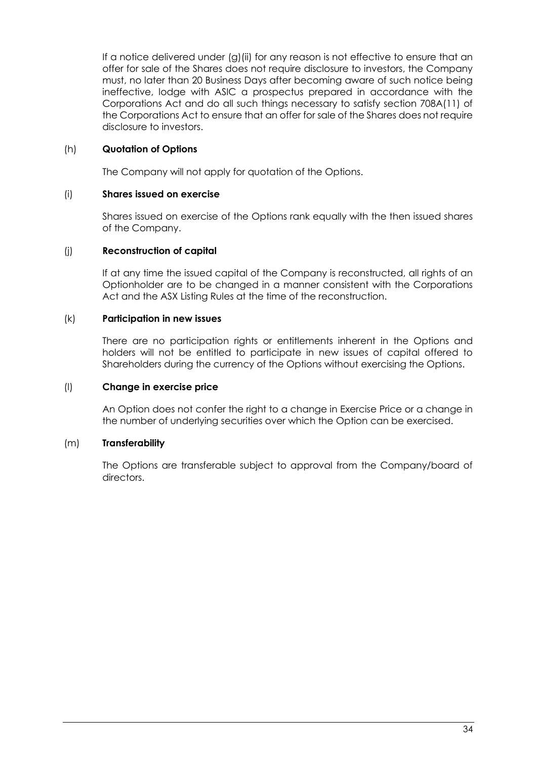If a notice delivered under (g)(ii) for any reason is not effective to ensure that an offer for sale of the Shares does not require disclosure to investors, the Company must, no later than 20 Business Days after becoming aware of such notice being ineffective, lodge with ASIC a prospectus prepared in accordance with the Corporations Act and do all such things necessary to satisfy section 708A(11) of the Corporations Act to ensure that an offer for sale of the Shares does not require disclosure to investors.

(h) **Quotation of Options**

The Company will not apply for quotation of the Options.

(i) **Shares issued on exercise**

Shares issued on exercise of the Options rank equally with the then issued shares of the Company.

(j) **Reconstruction of capital**

If at any time the issued capital of the Company is reconstructed, all rights of an Optionholder are to be changed in a manner consistent with the Corporations Act and the ASX Listing Rules at the time of the reconstruction.

(k) **Participation in new issues**

There are no participation rights or entitlements inherent in the Options and holders will not be entitled to participate in new issues of capital offered to Shareholders during the currency of the Options without exercising the Options.

(l) **Change in exercise price**

An Option does not confer the right to a change in Exercise Price or a change in the number of underlying securities over which the Option can be exercised.

(m) **Transferability**

The Options are transferable subject to approval from the Company/board of directors.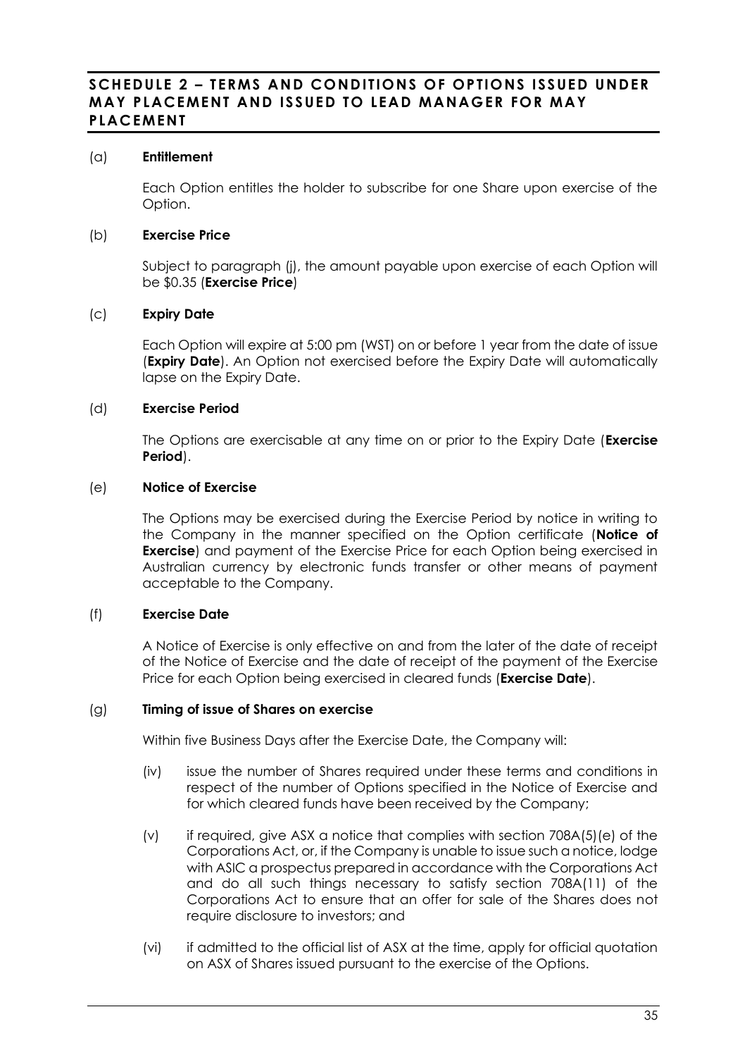## SCHEDULE 2 – TERMS AND CONDITIONS OF OPTIONS ISSUED UNDER MAY PLACEMENT AND ISSUED TO LEAD MANAGER FOR MAY PLACEMENT

(a) **Entitlement**

Each Option entitles the holder to subscribe for one Share upon exercise of the Option.

(b) **Exercise Price**

Subject to paragraph (j), the amount payable upon exercise of each Option will be $0.35 (**Exercise Price**)

(c) **Expiry Date**

Each Option will expire at 5:00 pm (WST) on or before 1 year from the date of issue (**Expiry Date**). An Option not exercised before the Expiry Date will automatically lapse on the Expiry Date.

(d) **Exercise Period**

The Options are exercisable at any time on or prior to the Expiry Date (**Exercise Period**).

(e) **Notice of Exercise**

The Options may be exercised during the Exercise Period by notice in writing to the Company in the manner specified on the Option certificate (**Notice of Exercise**) and payment of the Exercise Price for each Option being exercised in Australian currency by electronic funds transfer or other means of payment acceptable to the Company.

(f) **Exercise Date**

A Notice of Exercise is only effective on and from the later of the date of receipt of the Notice of Exercise and the date of receipt of the payment of the Exercise Price for each Option being exercised in cleared funds (**Exercise Date**).

(g) **Timing of issue of Shares on exercise**

Within five Business Days after the Exercise Date, the Company will:

(iv) issue the number of Shares required under these terms and conditions in respect of the number of Options specified in the Notice of Exercise and for which cleared funds have been received by the Company;

(v) if required, give ASX a notice that complies with section 708A(5)(e) of the Corporations Act, or, if the Company is unable to issue such a notice, lodge with ASIC a prospectus prepared in accordance with the Corporations Act and do all such things necessary to satisfy section 708A(11) of the Corporations Act to ensure that an offer for sale of the Shares does not require disclosure to investors; and

(vi) if admitted to the official list of ASX at the time, apply for official quotation on ASX of Shares issued pursuant to the exercise of the Options.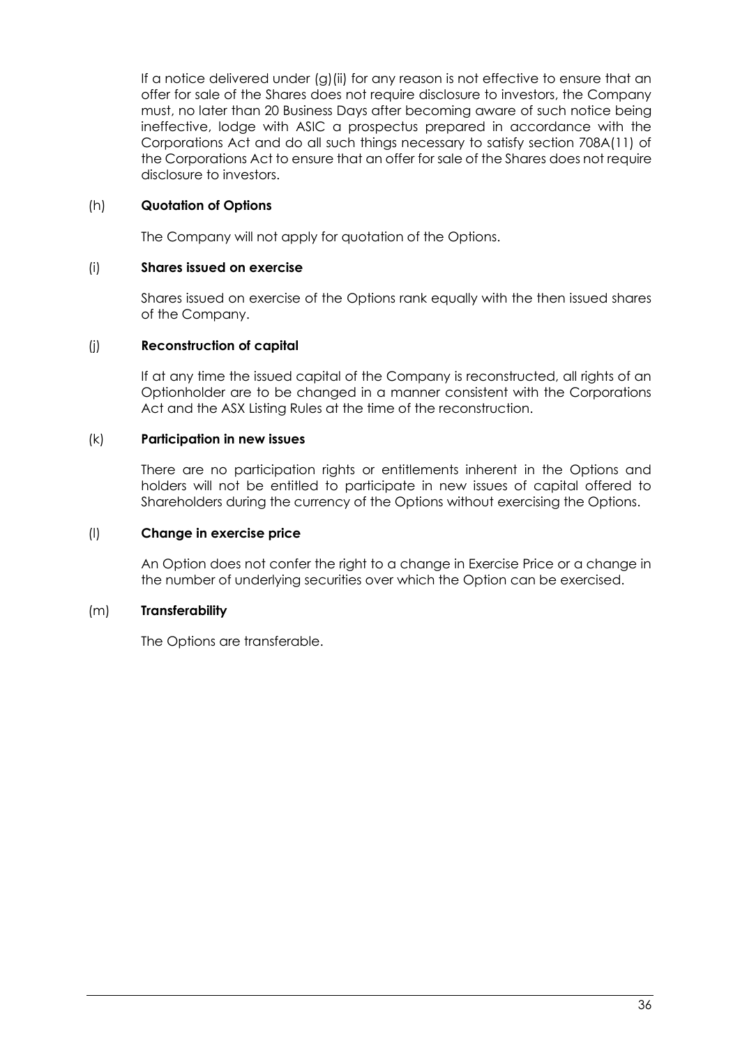If a notice delivered under (g)(ii) for any reason is not effective to ensure that an offer for sale of the Shares does not require disclosure to investors, the Company must, no later than 20 Business Days after becoming aware of such notice being ineffective, lodge with ASIC a prospectus prepared in accordance with the Corporations Act and do all such things necessary to satisfy section 708A(11) of the Corporations Act to ensure that an offer for sale of the Shares does not require disclosure to investors.

(h) **Quotation of Options**

The Company will not apply for quotation of the Options.

(i) **Shares issued on exercise**

Shares issued on exercise of the Options rank equally with the then issued shares of the Company.

(j) **Reconstruction of capital**

If at any time the issued capital of the Company is reconstructed, all rights of an Optionholder are to be changed in a manner consistent with the Corporations Act and the ASX Listing Rules at the time of the reconstruction.

(k) **Participation in new issues**

There are no participation rights or entitlements inherent in the Options and holders will not be entitled to participate in new issues of capital offered to Shareholders during the currency of the Options without exercising the Options.

(l) **Change in exercise price**

An Option does not confer the right to a change in Exercise Price or a change in the number of underlying securities over which the Option can be exercised.

(m) **Transferability**

The Options are transferable.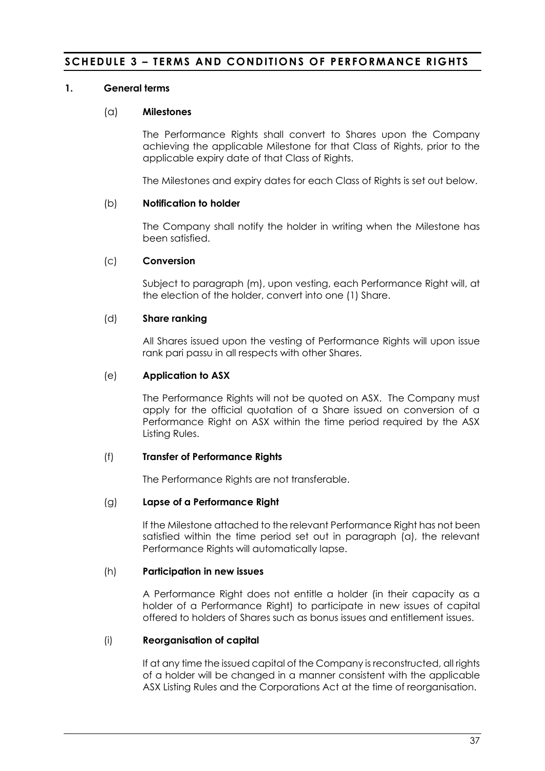# SCHEDULE 3 – TERMS AND CONDITIONS OF PERFORMANCE RIGHTS

## 1. General terms

### (a) Milestones

The Performance Rights shall convert to Shares upon the Company achieving the applicable Milestone for that Class of Rights, prior to the applicable expiry date of that Class of Rights.

The Milestones and expiry dates for each Class of Rights is set out below.

### (b) Notification to holder

The Company shall notify the holder in writing when the Milestone has been satisfied.

### (c) Conversion

Subject to paragraph (m), upon vesting, each Performance Right will, at the election of the holder, convert into one (1) Share.

### (d) Share ranking

All Shares issued upon the vesting of Performance Rights will upon issue rank pari passu in all respects with other Shares.

### (e) Application to ASX

The Performance Rights will not be quoted on ASX. The Company must apply for the official quotation of a Share issued on conversion of a Performance Right on ASX within the time period required by the ASX Listing Rules.

### (f) Transfer of Performance Rights

The Performance Rights are not transferable.

### (g) Lapse of a Performance Right

If the Milestone attached to the relevant Performance Right has not been satisfied within the time period set out in paragraph (a), the relevant Performance Rights will automatically lapse.

### (h) Participation in new issues

A Performance Right does not entitle a holder (in their capacity as a holder of a Performance Right) to participate in new issues of capital offered to holders of Shares such as bonus issues and entitlement issues.

### (i) Reorganisation of capital

If at any time the issued capital of the Company is reconstructed, all rights of a holder will be changed in a manner consistent with the applicable ASX Listing Rules and the Corporations Act at the time of reorganisation.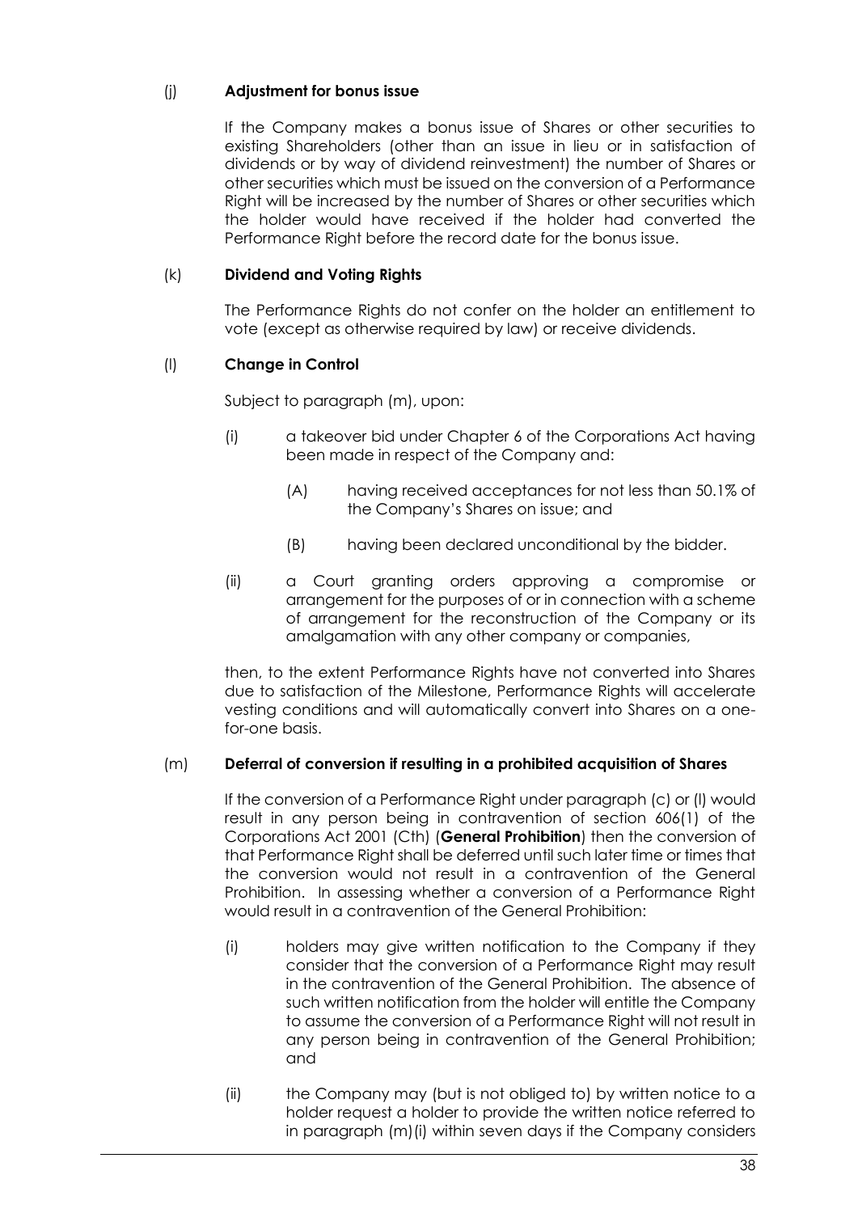(j) **Adjustment for bonus issue**

If the Company makes a bonus issue of Shares or other securities to existing Shareholders (other than an issue in lieu or in satisfaction of dividends or by way of dividend reinvestment) the number of Shares or other securities which must be issued on the conversion of a Performance Right will be increased by the number of Shares or other securities which the holder would have received if the holder had converted the Performance Right before the record date for the bonus issue.

(k) **Dividend and Voting Rights**

The Performance Rights do not confer on the holder an entitlement to vote (except as otherwise required by law) or receive dividends.

(l) **Change in Control**

Subject to paragraph (m), upon:

- (i) a takeover bid under Chapter 6 of the Corporations Act having been made in respect of the Company and:
  - (A) having received acceptances for not less than 50.1% of the Company's Shares on issue; and
  - (B) having been declared unconditional by the bidder.
- (ii) a Court granting orders approving a compromise or arrangement for the purposes of or in connection with a scheme of arrangement for the reconstruction of the Company or its amalgamation with any other company or companies,

then, to the extent Performance Rights have not converted into Shares due to satisfaction of the Milestone, Performance Rights will accelerate vesting conditions and will automatically convert into Shares on a one-for-one basis.

(m) **Deferral of conversion if resulting in a prohibited acquisition of Shares**

If the conversion of a Performance Right under paragraph (c) or (l) would result in any person being in contravention of section 606(1) of the Corporations Act 2001 (Cth) (**General Prohibition**) then the conversion of that Performance Right shall be deferred until such later time or times that the conversion would not result in a contravention of the General Prohibition. In assessing whether a conversion of a Performance Right would result in a contravention of the General Prohibition:

- (i) holders may give written notification to the Company if they consider that the conversion of a Performance Right may result in the contravention of the General Prohibition. The absence of such written notification from the holder will entitle the Company to assume the conversion of a Performance Right will not result in any person being in contravention of the General Prohibition; and
- (ii) the Company may (but is not obliged to) by written notice to a holder request a holder to provide the written notice referred to in paragraph (m)(i) within seven days if the Company considers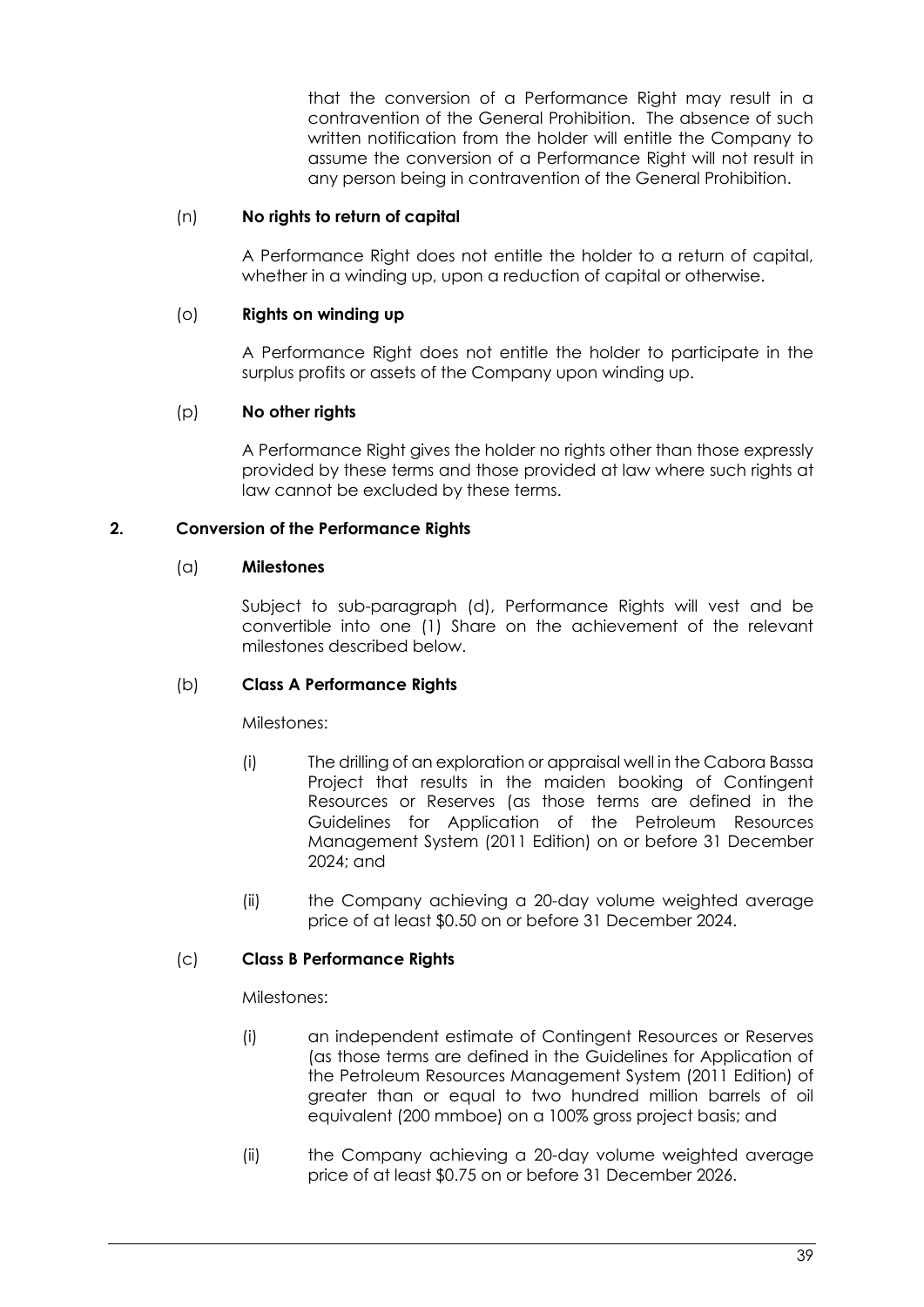that the conversion of a Performance Right may result in a contravention of the General Prohibition. The absence of such written notification from the holder will entitle the Company to assume the conversion of a Performance Right will not result in any person being in contravention of the General Prohibition.

(n) **No rights to return of capital**

A Performance Right does not entitle the holder to a return of capital, whether in a winding up, upon a reduction of capital or otherwise.

(o) **Rights on winding up**

A Performance Right does not entitle the holder to participate in the surplus profits or assets of the Company upon winding up.

(p) **No other rights**

A Performance Right gives the holder no rights other than those expressly provided by these terms and those provided at law where such rights at law cannot be excluded by these terms.

**2. Conversion of the Performance Rights**

(a) **Milestones**

Subject to sub-paragraph (d), Performance Rights will vest and be convertible into one (1) Share on the achievement of the relevant milestones described below.

(b) **Class A Performance Rights**

Milestones:

(i) The drilling of an exploration or appraisal well in the Cabora Bassa Project that results in the maiden booking of Contingent Resources or Reserves (as those terms are defined in the Guidelines for Application of the Petroleum Resources Management System (2011 Edition) on or before 31 December 2024; and

(ii) the Company achieving a 20-day volume weighted average price of at least $0.50 on or before 31 December 2024.

(c) **Class B Performance Rights**

Milestones:

(i) an independent estimate of Contingent Resources or Reserves (as those terms are defined in the Guidelines for Application of the Petroleum Resources Management System (2011 Edition) of greater than or equal to two hundred million barrels of oil equivalent (200 mmboe) on a 100% gross project basis; and

(ii) the Company achieving a 20-day volume weighted average price of at least $0.75 on or before 31 December 2026.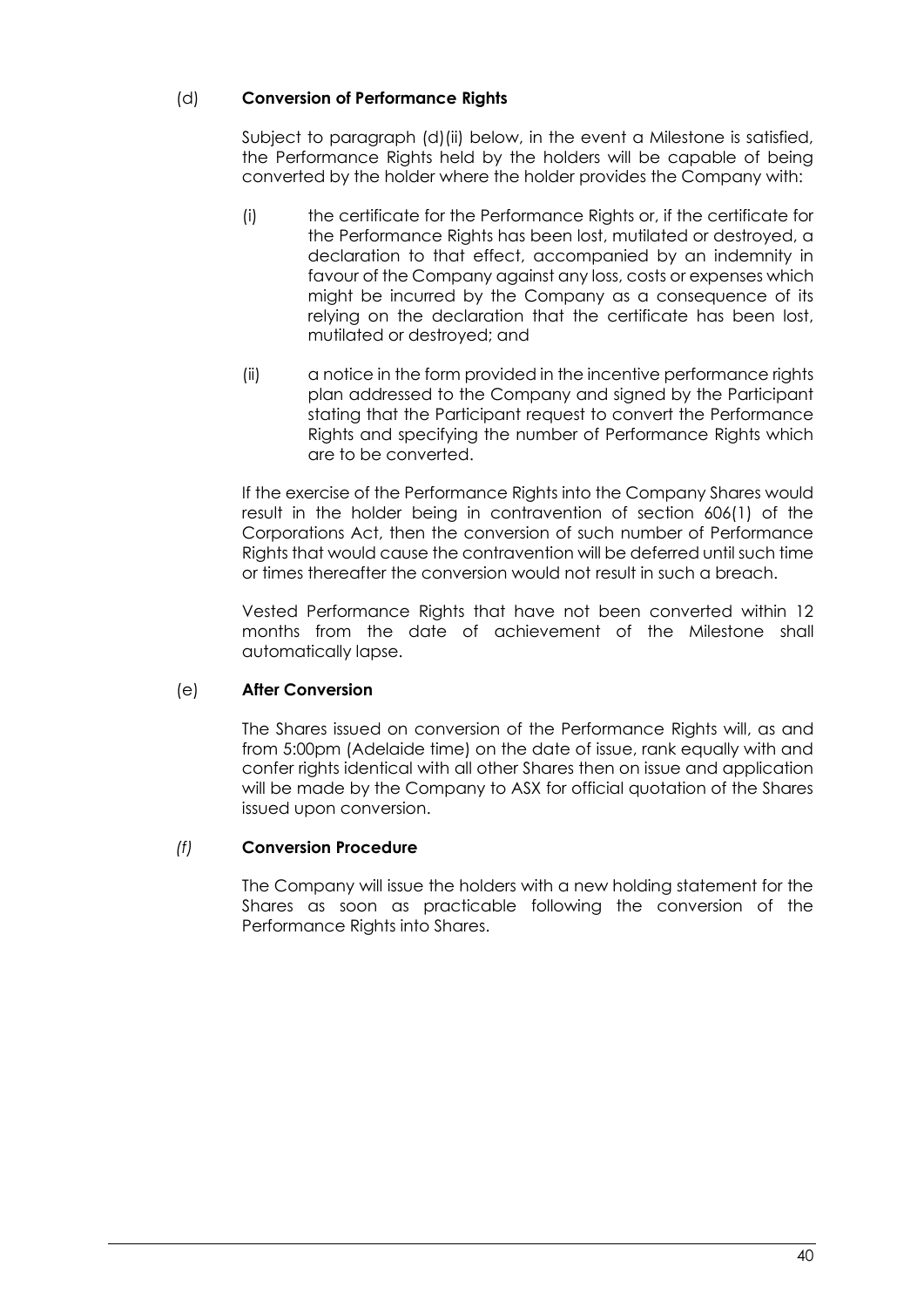(d) **Conversion of Performance Rights**

Subject to paragraph (d)(ii) below, in the event a Milestone is satisfied, the Performance Rights held by the holders will be capable of being converted by the holder where the holder provides the Company with:

(i) the certificate for the Performance Rights or, if the certificate for the Performance Rights has been lost, mutilated or destroyed, a declaration to that effect, accompanied by an indemnity in favour of the Company against any loss, costs or expenses which might be incurred by the Company as a consequence of its relying on the declaration that the certificate has been lost, mutilated or destroyed; and

(ii) a notice in the form provided in the incentive performance rights plan addressed to the Company and signed by the Participant stating that the Participant request to convert the Performance Rights and specifying the number of Performance Rights which are to be converted.

If the exercise of the Performance Rights into the Company Shares would result in the holder being in contravention of section 606(1) of the Corporations Act, then the conversion of such number of Performance Rights that would cause the contravention will be deferred until such time or times thereafter the conversion would not result in such a breach.

Vested Performance Rights that have not been converted within 12 months from the date of achievement of the Milestone shall automatically lapse.

(e) **After Conversion**

The Shares issued on conversion of the Performance Rights will, as and from 5:00pm (Adelaide time) on the date of issue, rank equally with and confer rights identical with all other Shares then on issue and application will be made by the Company to ASX for official quotation of the Shares issued upon conversion.

*(f)* **Conversion Procedure**

The Company will issue the holders with a new holding statement for the Shares as soon as practicable following the conversion of the Performance Rights into Shares.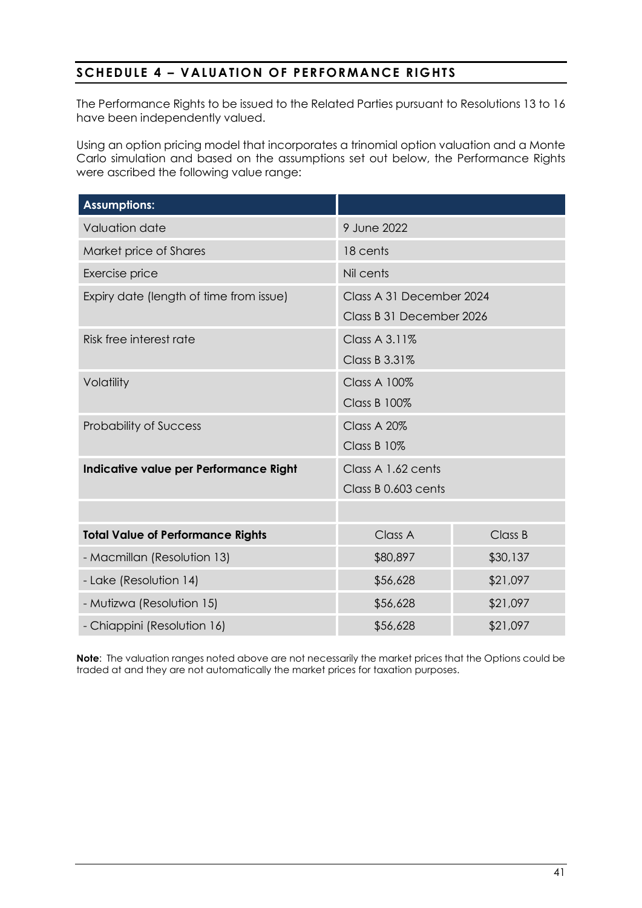## SCHEDULE 4 – VALUATION OF PERFORMANCE RIGHTS

The Performance Rights to be issued to the Related Parties pursuant to Resolutions 13 to 16 have been independently valued.

Using an option pricing model that incorporates a trinomial option valuation and a Monte Carlo simulation and based on the assumptions set out below, the Performance Rights were ascribed the following value range:

| **Assumptions:** | | |
|---|---|---|
| Valuation date | 9 June 2022 | |
| Market price of Shares | 18 cents | |
| Exercise price | Nil cents | |
| Expiry date (length of time from issue) | Class A 31 December 2024<br>Class B 31 December 2026 | |
| Risk free interest rate | Class A 3.11%<br>Class B 3.31% | |
| Volatility | Class A 100%<br>Class B 100% | |
| Probability of Success | Class A 20%<br>Class B 10% | |
| **Indicative value per Performance Right** | Class A 1.62 cents<br>Class B 0.603 cents | |
| | | |
| **Total Value of Performance Rights** | Class A | Class B |
| - Macmillan (Resolution 13) | $80,897 | $30,137 |
| - Lake (Resolution 14) | $56,628 | $21,097 |
| - Mutizwa (Resolution 15) | $56,628 | $21,097 |
| - Chiappini (Resolution 16) | $56,628 | $21,097 |

**Note**: The valuation ranges noted above are not necessarily the market prices that the Options could be traded at and they are not automatically the market prices for taxation purposes.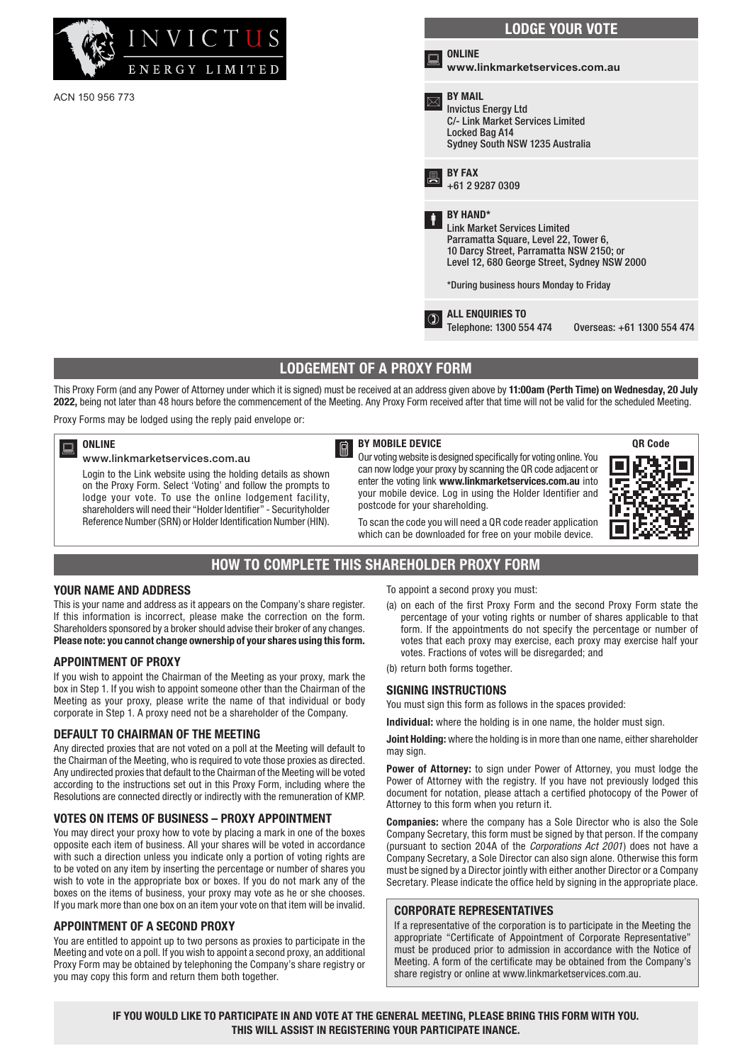INVICTUS ENERGY LIMITED

ACN 150 956 773

## LODGE YOUR VOTE

**ONLINE**
**www.linkmarketservices.com.au**

**BY MAIL**
Invictus Energy Ltd
C/- Link Market Services Limited
Locked Bag A14
Sydney South NSW 1235 Australia

**BY FAX**
+61 2 9287 0309

**BY HAND***
Link Market Services Limited
Parramatta Square, Level 22, Tower 6,
10 Darcy Street, Parramatta NSW 2150; or
Level 12, 680 George Street, Sydney NSW 2000

*During business hours Monday to Friday

**ALL ENQUIRIES TO**
Telephone: 1300 554 474 Overseas: +61 1300 554 474

## LODGEMENT OF A PROXY FORM

This Proxy Form (and any Power of Attorney under which it is signed) must be received at an address given above by **11:00am (Perth Time) on Wednesday, 20 July 2022,** being not later than 48 hours before the commencement of the Meeting. Any Proxy Form received after that time will not be valid for the scheduled Meeting.

Proxy Forms may be lodged using the reply paid envelope or:

**ONLINE**
www.linkmarketservices.com.au

Login to the Link website using the holding details as shown on the Proxy Form. Select 'Voting' and follow the prompts to lodge your vote. To use the online lodgement facility, shareholders will need their "Holder Identifier" - Securityholder Reference Number (SRN) or Holder Identification Number (HIN).

**BY MOBILE DEVICE**

Our voting website is designed specifically for voting online. You can now lodge your proxy by scanning the QR code adjacent or enter the voting link **www.linkmarketservices.com.au** into your mobile device. Log in using the Holder Identifier and postcode for your shareholding.

To scan the code you will need a QR code reader application which can be downloaded for free on your mobile device.

**QR Code**

## HOW TO COMPLETE THIS SHAREHOLDER PROXY FORM

### YOUR NAME AND ADDRESS

This is your name and address as it appears on the Company's share register. If this information is incorrect, please make the correction on the form. Shareholders sponsored by a broker should advise their broker of any changes. **Please note: you cannot change ownership of your shares using this form.**

### APPOINTMENT OF PROXY

If you wish to appoint the Chairman of the Meeting as your proxy, mark the box in Step 1. If you wish to appoint someone other than the Chairman of the Meeting as your proxy, please write the name of that individual or body corporate in Step 1. A proxy need not be a shareholder of the Company.

### DEFAULT TO CHAIRMAN OF THE MEETING

Any directed proxies that are not voted on a poll at the Meeting will default to the Chairman of the Meeting, who is required to vote those proxies as directed. Any undirected proxies that default to the Chairman of the Meeting will be voted according to the instructions set out in this Proxy Form, including where the Resolutions are connected directly or indirectly with the remuneration of KMP.

### VOTES ON ITEMS OF BUSINESS – PROXY APPOINTMENT

You may direct your proxy how to vote by placing a mark in one of the boxes opposite each item of business. All your shares will be voted in accordance with such a direction unless you indicate only a portion of voting rights are to be voted on any item by inserting the percentage or number of shares you wish to vote in the appropriate box or boxes. If you do not mark any of the boxes on the items of business, your proxy may vote as he or she chooses. If you mark more than one box on an item your vote on that item will be invalid.

### APPOINTMENT OF A SECOND PROXY

You are entitled to appoint up to two persons as proxies to participate in the Meeting and vote on a poll. If you wish to appoint a second proxy, an additional Proxy Form may be obtained by telephoning the Company's share registry or you may copy this form and return them both together.

To appoint a second proxy you must:

(a) on each of the first Proxy Form and the second Proxy Form state the percentage of your voting rights or number of shares applicable to that form. If the appointments do not specify the percentage or number of votes that each proxy may exercise, each proxy may exercise half your votes. Fractions of votes will be disregarded; and

(b) return both forms together.

### SIGNING INSTRUCTIONS

You must sign this form as follows in the spaces provided:

**Individual:** where the holding is in one name, the holder must sign.

**Joint Holding:** where the holding is in more than one name, either shareholder may sign.

**Power of Attorney:** to sign under Power of Attorney, you must lodge the Power of Attorney with the registry. If you have not previously lodged this document for notation, please attach a certified photocopy of the Power of Attorney to this form when you return it.

**Companies:** where the company has a Sole Director who is also the Sole Company Secretary, this form must be signed by that person. If the company (pursuant to section 204A of the *Corporations Act 2001*) does not have a Company Secretary, a Sole Director can also sign alone. Otherwise this form must be signed by a Director jointly with either another Director or a Company Secretary. Please indicate the office held by signing in the appropriate place.

### CORPORATE REPRESENTATIVES

If a representative of the corporation is to participate in the Meeting the appropriate "Certificate of Appointment of Corporate Representative" must be produced prior to admission in accordance with the Notice of Meeting. A form of the certificate may be obtained from the Company's share registry or online at www.linkmarketservices.com.au.

**IF YOU WOULD LIKE TO PARTICIPATE IN AND VOTE AT THE GENERAL MEETING, PLEASE BRING THIS FORM WITH YOU. THIS WILL ASSIST IN REGISTERING YOUR PARTICIPATE INANCE.**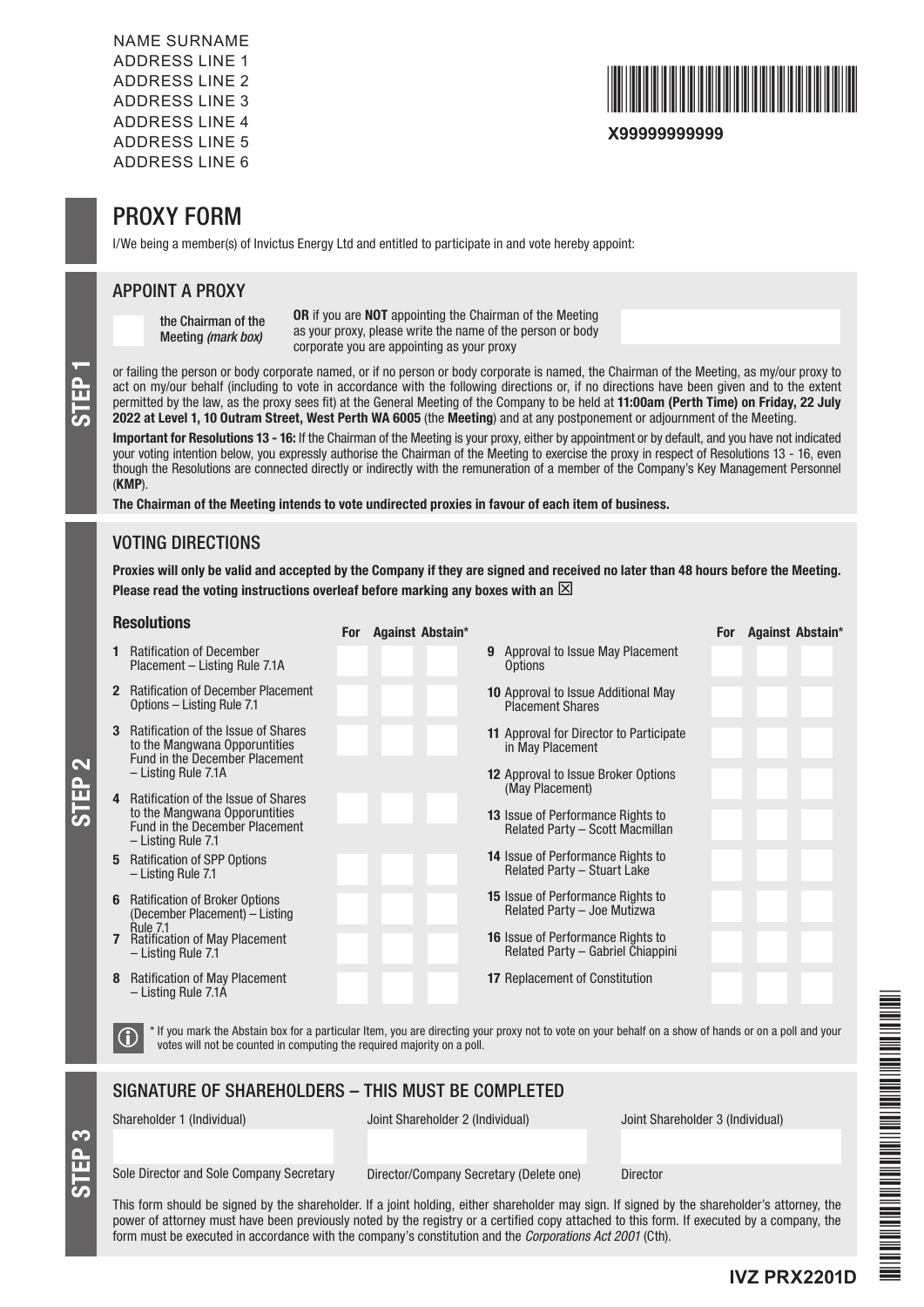NAME SURNAME
ADDRESS LINE 1
ADDRESS LINE 2
ADDRESS LINE 3
ADDRESS LINE 4
ADDRESS LINE 5
ADDRESS LINE 6

X99999999999

# PROXY FORM

I/We being a member(s) of Invictus Energy Ltd and entitled to participate in and vote hereby appoint:

## STEP 1

### APPOINT A PROXY

the Chairman of the Meeting *(mark box)*

**OR** if you are **NOT** appointing the Chairman of the Meeting as your proxy, please write the name of the person or body corporate you are appointing as your proxy

or failing the person or body corporate named, or if no person or body corporate is named, the Chairman of the Meeting, as my/our proxy to act on my/our behalf (including to vote in accordance with the following directions or, if no directions have been given and to the extent permitted by the law, as the proxy sees fit) at the General Meeting of the Company to be held at **11:00am (Perth Time) on Friday, 22 July 2022 at Level 1, 10 Outram Street, West Perth WA 6005** (the **Meeting**) and at any postponement or adjournment of the Meeting.

**Important for Resolutions 13 - 16:** If the Chairman of the Meeting is your proxy, either by appointment or by default, and you have not indicated your voting intention below, you expressly authorise the Chairman of the Meeting to exercise the proxy in respect of Resolutions 13 - 16, even though the Resolutions are connected directly or indirectly with the remuneration of a member of the Company's Key Management Personnel (**KMP**).

**The Chairman of the Meeting intends to vote undirected proxies in favour of each item of business.**

## STEP 2

### VOTING DIRECTIONS

**Proxies will only be valid and accepted by the Company if they are signed and received no later than 48 hours before the Meeting.**
**Please read the voting instructions overleaf before marking any boxes with an ☒**

| Resolutions | For | Against | Abstain* |
|---|---|---|---|
| 1 Ratification of December Placement – Listing Rule 7.1A | | | |
| 2 Ratification of December Placement Options – Listing Rule 7.1 | | | |
| 3 Ratification of the Issue of Shares to the Mangwana Opporuntities Fund in the December Placement – Listing Rule 7.1A | | | |
| 4 Ratification of the Issue of Shares to the Mangwana Opporuntities Fund in the December Placement – Listing Rule 7.1 | | | |
| 5 Ratification of SPP Options – Listing Rule 7.1 | | | |
| 6 Ratification of Broker Options (December Placement) – Listing Rule 7.1 | | | |
| 7 Ratification of May Placement – Listing Rule 7.1 | | | |
| 8 Ratification of May Placement – Listing Rule 7.1A | | | |
| 9 Approval to Issue May Placement Options | | | |
| 10 Approval to Issue Additional May Placement Shares | | | |
| 11 Approval for Director to Participate in May Placement | | | |
| 12 Approval to Issue Broker Options (May Placement) | | | |
| 13 Issue of Performance Rights to Related Party – Scott Macmillan | | | |
| 14 Issue of Performance Rights to Related Party – Stuart Lake | | | |
| 15 Issue of Performance Rights to Related Party – Joe Mutizwa | | | |
| 16 Issue of Performance Rights to Related Party – Gabriel Chiappini | | | |
| 17 Replacement of Constitution | | | |

\* If you mark the Abstain box for a particular Item, you are directing your proxy not to vote on your behalf on a show of hands or on a poll and your votes will not be counted in computing the required majority on a poll.

## STEP 3

### SIGNATURE OF SHAREHOLDERS – THIS MUST BE COMPLETED

| Shareholder 1 (Individual) | Joint Shareholder 2 (Individual) | Joint Shareholder 3 (Individual) |
|---|---|---|
| | | |
| Sole Director and Sole Company Secretary | Director/Company Secretary (Delete one) | Director |

This form should be signed by the shareholder. If a joint holding, either shareholder may sign. If signed by the shareholder's attorney, the power of attorney must have been previously noted by the registry or a certified copy attached to this form. If executed by a company, the form must be executed in accordance with the company's constitution and the *Corporations Act 2001* (Cth).

IVZ PRX2201D